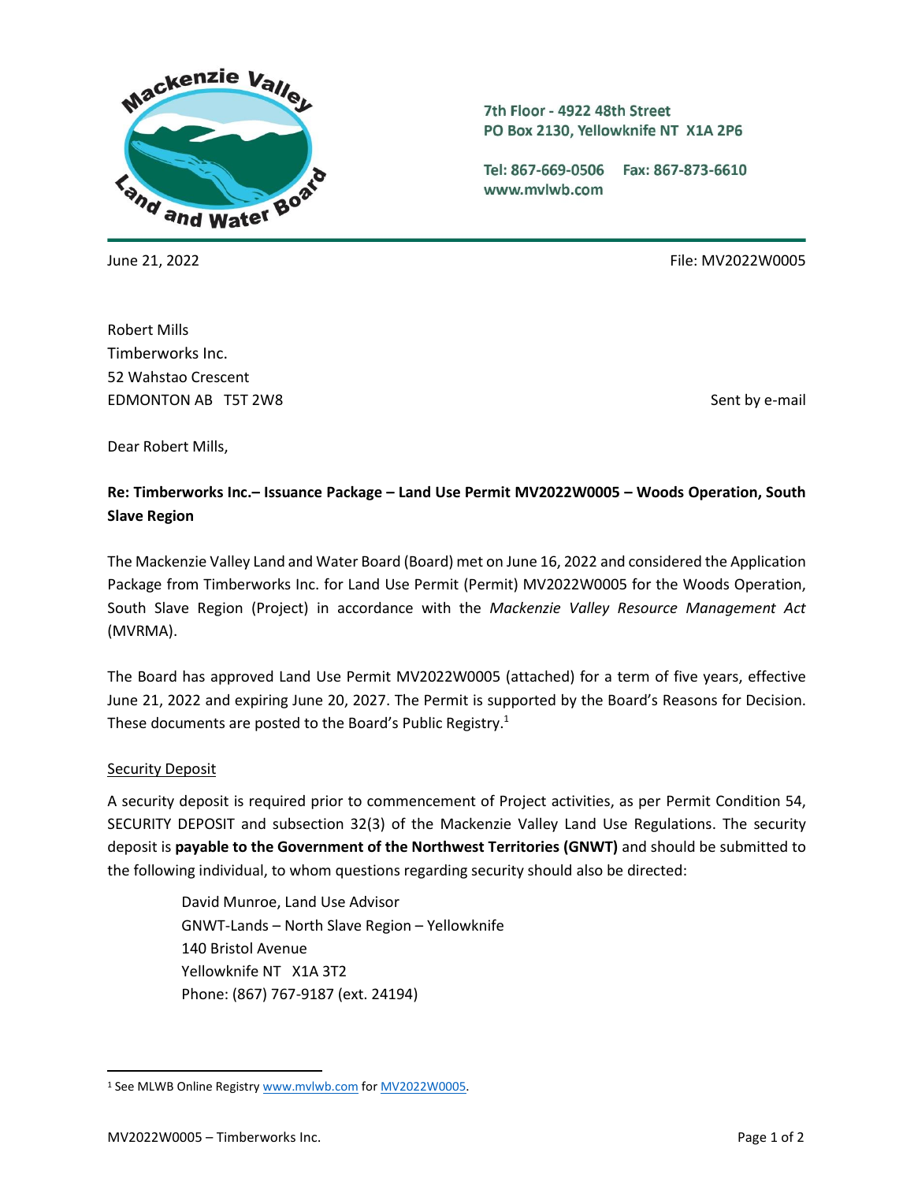Mackenzie Valley Land and Water Board

7th Floor - 4922 48th Street
PO Box 2130, Yellowknife NT X1A 2P6

Tel: 867-669-0506 Fax: 867-873-6610
www.mvlwb.com

June 21, 2022

File: MV2022W0005

Robert Mills
Timberworks Inc.
52 Wahstao Crescent
EDMONTON AB T5T 2W8

Sent by e-mail

Dear Robert Mills,

**Re: Timberworks Inc.– Issuance Package – Land Use Permit MV2022W0005 – Woods Operation, South Slave Region**

The Mackenzie Valley Land and Water Board (Board) met on June 16, 2022 and considered the Application Package from Timberworks Inc. for Land Use Permit (Permit) MV2022W0005 for the Woods Operation, South Slave Region (Project) in accordance with the *Mackenzie Valley Resource Management Act* (MVRMA).

The Board has approved Land Use Permit MV2022W0005 (attached) for a term of five years, effective June 21, 2022 and expiring June 20, 2027. The Permit is supported by the Board's Reasons for Decision. These documents are posted to the Board's Public Registry.[1]

Security Deposit

A security deposit is required prior to commencement of Project activities, as per Permit Condition 54, SECURITY DEPOSIT and subsection 32(3) of the Mackenzie Valley Land Use Regulations. The security deposit is **payable to the Government of the Northwest Territories (GNWT)** and should be submitted to the following individual, to whom questions regarding security should also be directed:

> David Munroe, Land Use Advisor
> GNWT-Lands – North Slave Region – Yellowknife
> 140 Bristol Avenue
> Yellowknife NT X1A 3T2
> Phone: (867) 767-9187 (ext. 24194)

[1] See MLWB Online Registry www.mvlwb.com for MV2022W0005.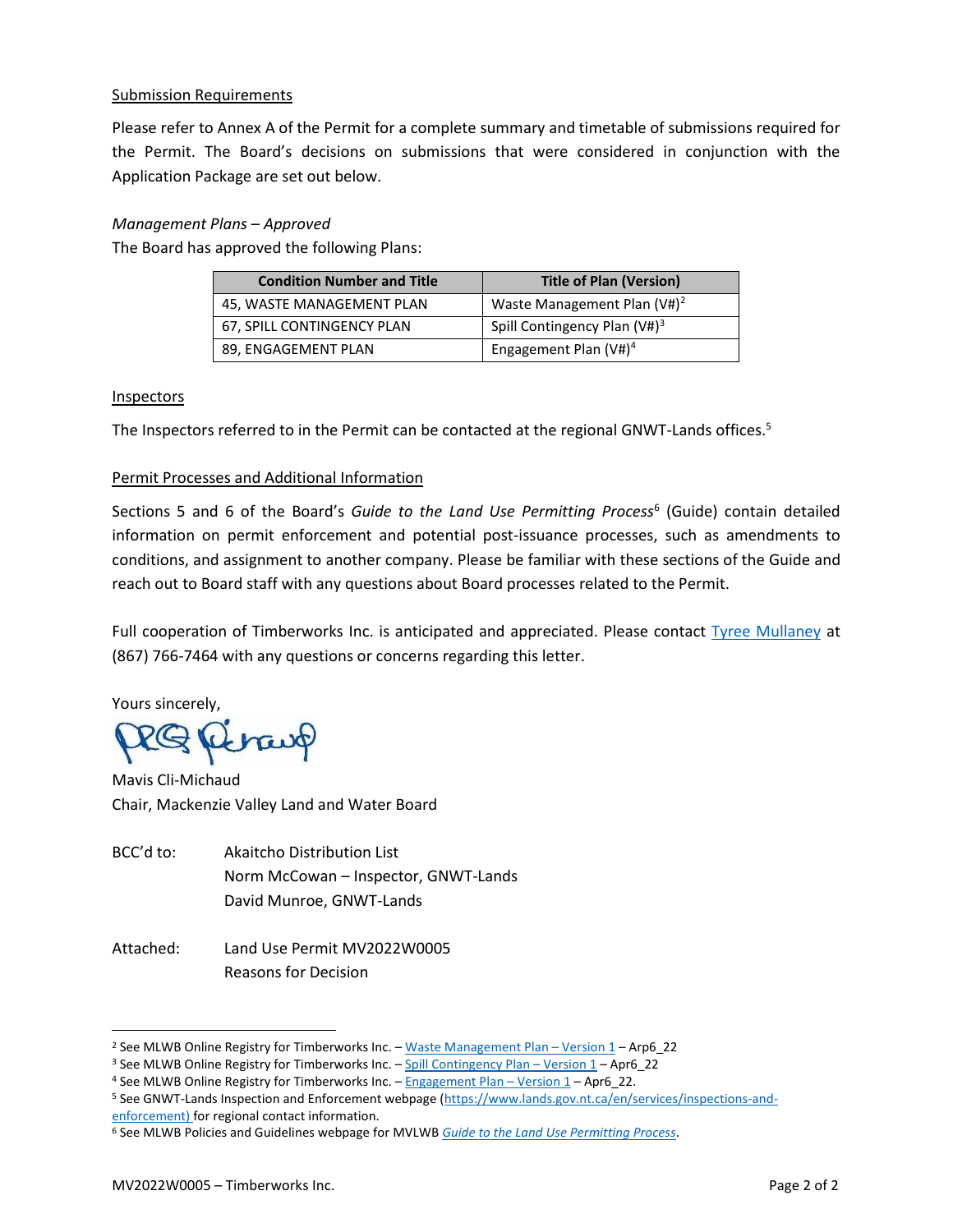Submission Requirements

Please refer to Annex A of the Permit for a complete summary and timetable of submissions required for the Permit. The Board's decisions on submissions that were considered in conjunction with the Application Package are set out below.

*Management Plans – Approved*

The Board has approved the following Plans:

| Condition Number and Title | Title of Plan (Version) |
|---|---|
| 45, WASTE MANAGEMENT PLAN | Waste Management Plan (V#)[2] |
| 67, SPILL CONTINGENCY PLAN | Spill Contingency Plan (V#)[3] |
| 89, ENGAGEMENT PLAN | Engagement Plan (V#)[4] |

Inspectors

The Inspectors referred to in the Permit can be contacted at the regional GNWT-Lands offices.[5]

Permit Processes and Additional Information

Sections 5 and 6 of the Board's *Guide to the Land Use Permitting Process*[6] (Guide) contain detailed information on permit enforcement and potential post-issuance processes, such as amendments to conditions, and assignment to another company. Please be familiar with these sections of the Guide and reach out to Board staff with any questions about Board processes related to the Permit.

Full cooperation of Timberworks Inc. is anticipated and appreciated. Please contact Tyree Mullaney at (867) 766-7464 with any questions or concerns regarding this letter.

Yours sincerely,

Mavis Cli-Michaud
Chair, Mackenzie Valley Land and Water Board

BCC'd to: Akaitcho Distribution List
Norm McCowan – Inspector, GNWT-Lands
David Munroe, GNWT-Lands

Attached: Land Use Permit MV2022W0005
Reasons for Decision

---

[2] See MLWB Online Registry for Timberworks Inc. – Waste Management Plan – Version 1 – Arp6_22

[3] See MLWB Online Registry for Timberworks Inc. – Spill Contingency Plan – Version 1 – Apr6_22

[4] See MLWB Online Registry for Timberworks Inc. – Engagement Plan – Version 1 – Apr6_22.

[5] See GNWT-Lands Inspection and Enforcement webpage (https://www.lands.gov.nt.ca/en/services/inspections-and-enforcement) for regional contact information.

[6] See MLWB Policies and Guidelines webpage for MVLWB *Guide to the Land Use Permitting Process*.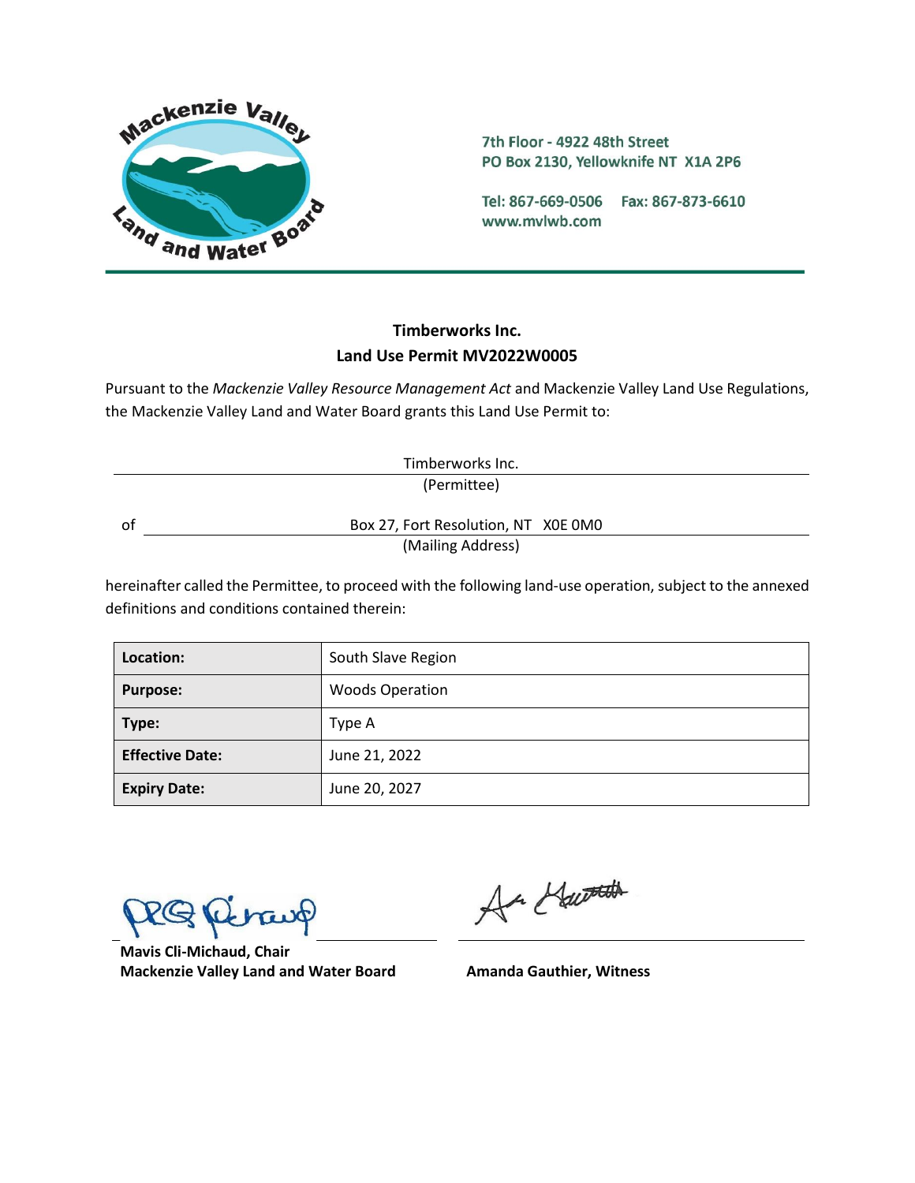Mackenzie Valley Land and Water Board

7th Floor - 4922 48th Street
PO Box 2130, Yellowknife NT X1A 2P6

Tel: 867-669-0506 Fax: 867-873-6610
www.mvlwb.com

## Timberworks Inc.
## Land Use Permit MV2022W0005

Pursuant to the *Mackenzie Valley Resource Management Act* and Mackenzie Valley Land Use Regulations, the Mackenzie Valley Land and Water Board grants this Land Use Permit to:

Timberworks Inc.
(Permittee)

of Box 27, Fort Resolution, NT X0E 0M0
(Mailing Address)

hereinafter called the Permittee, to proceed with the following land-use operation, subject to the annexed definitions and conditions contained therein:

| **Location:** | South Slave Region |
|---|---|
| **Purpose:** | Woods Operation |
| **Type:** | Type A |
| **Effective Date:** | June 21, 2022 |
| **Expiry Date:** | June 20, 2027 |

**Mavis Cli-Michaud, Chair**
**Mackenzie Valley Land and Water Board**

**Amanda Gauthier, Witness**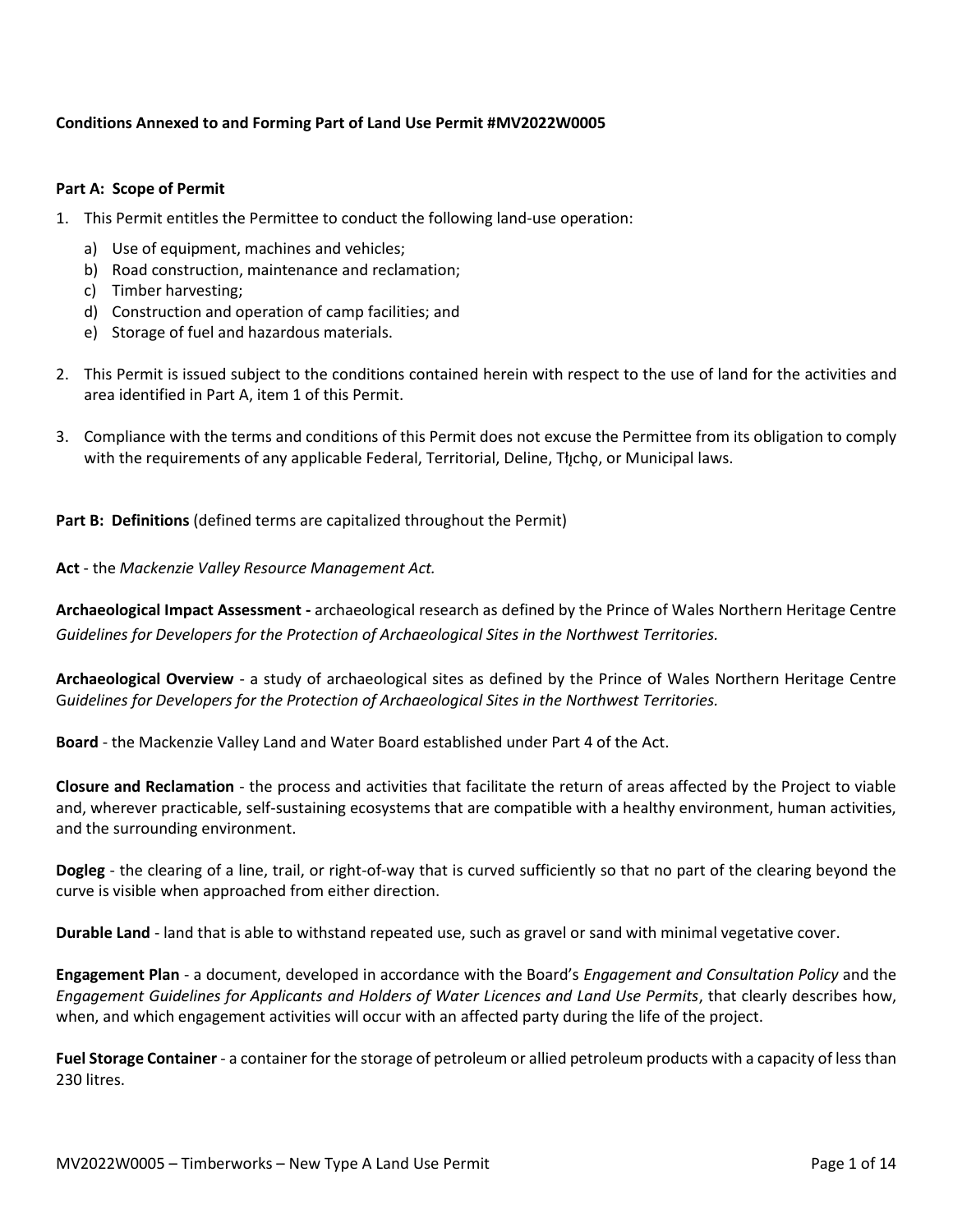**Conditions Annexed to and Forming Part of Land Use Permit #MV2022W0005**

**Part A: Scope of Permit**

1. This Permit entitles the Permittee to conduct the following land-use operation:
   a) Use of equipment, machines and vehicles;
   b) Road construction, maintenance and reclamation;
   c) Timber harvesting;
   d) Construction and operation of camp facilities; and
   e) Storage of fuel and hazardous materials.

2. This Permit is issued subject to the conditions contained herein with respect to the use of land for the activities and area identified in Part A, item 1 of this Permit.

3. Compliance with the terms and conditions of this Permit does not excuse the Permittee from its obligation to comply with the requirements of any applicable Federal, Territorial, Deline, Tłı̨chǫ, or Municipal laws.

**Part B: Definitions** (defined terms are capitalized throughout the Permit)

**Act** - the *Mackenzie Valley Resource Management Act.*

**Archaeological Impact Assessment -** archaeological research as defined by the Prince of Wales Northern Heritage Centre *Guidelines for Developers for the Protection of Archaeological Sites in the Northwest Territories.*

**Archaeological Overview** - a study of archaeological sites as defined by the Prince of Wales Northern Heritage Centre *Guidelines for Developers for the Protection of Archaeological Sites in the Northwest Territories.*

**Board** - the Mackenzie Valley Land and Water Board established under Part 4 of the Act.

**Closure and Reclamation** - the process and activities that facilitate the return of areas affected by the Project to viable and, wherever practicable, self-sustaining ecosystems that are compatible with a healthy environment, human activities, and the surrounding environment.

**Dogleg** - the clearing of a line, trail, or right-of-way that is curved sufficiently so that no part of the clearing beyond the curve is visible when approached from either direction.

**Durable Land** - land that is able to withstand repeated use, such as gravel or sand with minimal vegetative cover.

**Engagement Plan** - a document, developed in accordance with the Board's *Engagement and Consultation Policy* and the *Engagement Guidelines for Applicants and Holders of Water Licences and Land Use Permits*, that clearly describes how, when, and which engagement activities will occur with an affected party during the life of the project.

**Fuel Storage Container** - a container for the storage of petroleum or allied petroleum products with a capacity of less than 230 litres.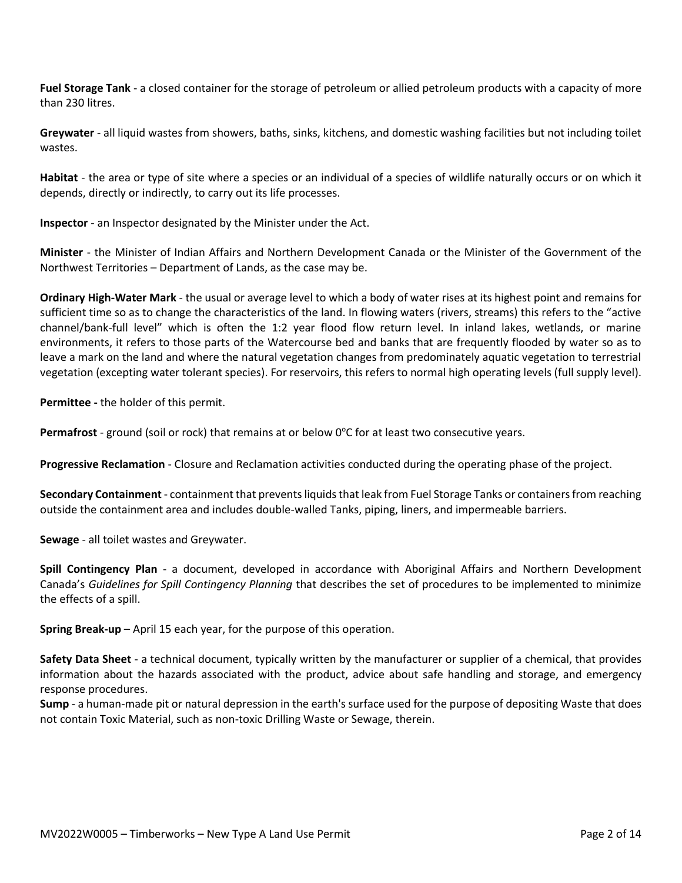**Fuel Storage Tank** - a closed container for the storage of petroleum or allied petroleum products with a capacity of more than 230 litres.

**Greywater** - all liquid wastes from showers, baths, sinks, kitchens, and domestic washing facilities but not including toilet wastes.

**Habitat** - the area or type of site where a species or an individual of a species of wildlife naturally occurs or on which it depends, directly or indirectly, to carry out its life processes.

**Inspector** - an Inspector designated by the Minister under the Act.

**Minister** - the Minister of Indian Affairs and Northern Development Canada or the Minister of the Government of the Northwest Territories – Department of Lands, as the case may be.

**Ordinary High-Water Mark** - the usual or average level to which a body of water rises at its highest point and remains for sufficient time so as to change the characteristics of the land. In flowing waters (rivers, streams) this refers to the "active channel/bank-full level" which is often the 1:2 year flood flow return level. In inland lakes, wetlands, or marine environments, it refers to those parts of the Watercourse bed and banks that are frequently flooded by water so as to leave a mark on the land and where the natural vegetation changes from predominately aquatic vegetation to terrestrial vegetation (excepting water tolerant species). For reservoirs, this refers to normal high operating levels (full supply level).

**Permittee -** the holder of this permit.

**Permafrost** - ground (soil or rock) that remains at or below 0°C for at least two consecutive years.

**Progressive Reclamation** - Closure and Reclamation activities conducted during the operating phase of the project.

**Secondary Containment** - containment that prevents liquids that leak from Fuel Storage Tanks or containers from reaching outside the containment area and includes double-walled Tanks, piping, liners, and impermeable barriers.

**Sewage** - all toilet wastes and Greywater.

**Spill Contingency Plan** - a document, developed in accordance with Aboriginal Affairs and Northern Development Canada's *Guidelines for Spill Contingency Planning* that describes the set of procedures to be implemented to minimize the effects of a spill.

**Spring Break-up** – April 15 each year, for the purpose of this operation.

**Safety Data Sheet** - a technical document, typically written by the manufacturer or supplier of a chemical, that provides information about the hazards associated with the product, advice about safe handling and storage, and emergency response procedures.

**Sump** - a human-made pit or natural depression in the earth's surface used for the purpose of depositing Waste that does not contain Toxic Material, such as non-toxic Drilling Waste or Sewage, therein.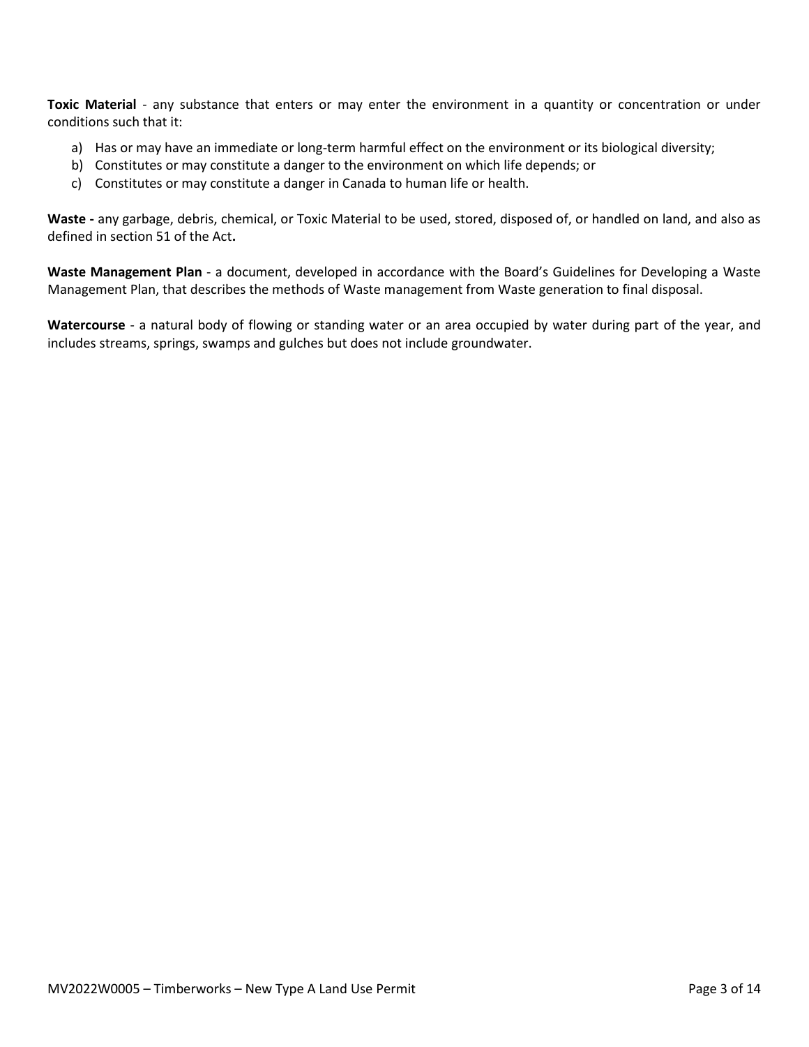**Toxic Material** - any substance that enters or may enter the environment in a quantity or concentration or under conditions such that it:

a) Has or may have an immediate or long-term harmful effect on the environment or its biological diversity;
b) Constitutes or may constitute a danger to the environment on which life depends; or
c) Constitutes or may constitute a danger in Canada to human life or health.

**Waste -** any garbage, debris, chemical, or Toxic Material to be used, stored, disposed of, or handled on land, and also as defined in section 51 of the Act**.**

**Waste Management Plan** - a document, developed in accordance with the Board's Guidelines for Developing a Waste Management Plan, that describes the methods of Waste management from Waste generation to final disposal.

**Watercourse** - a natural body of flowing or standing water or an area occupied by water during part of the year, and includes streams, springs, swamps and gulches but does not include groundwater.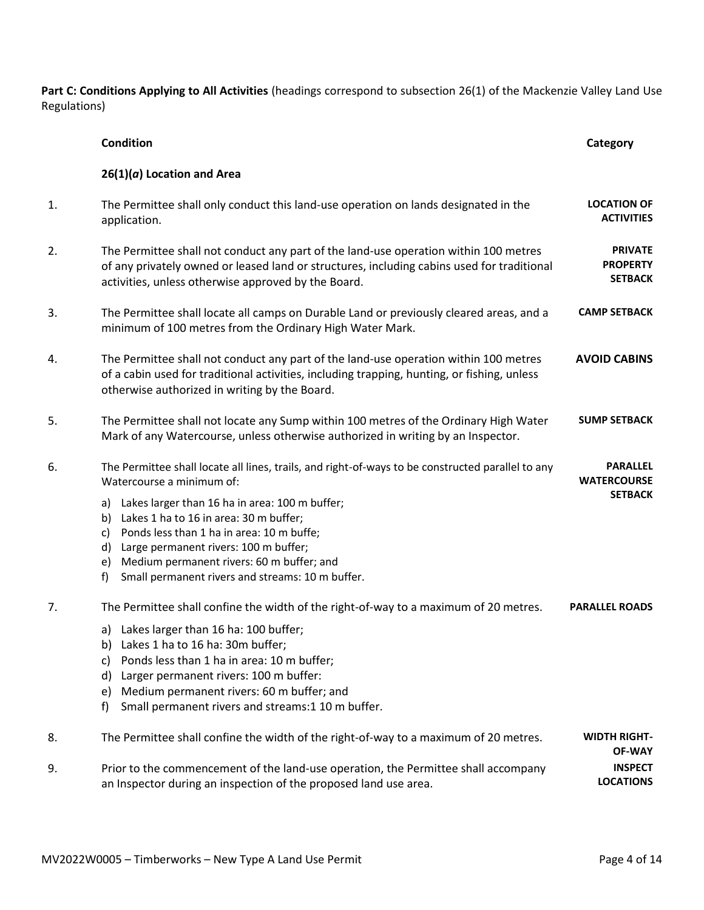**Part C: Conditions Applying to All Activities** (headings correspond to subsection 26(1) of the Mackenzie Valley Land Use Regulations)

| | Condition | Category |
|---|---|---|
| | **26(1)(*a*) Location and Area** | |
| 1. | The Permittee shall only conduct this land-use operation on lands designated in the application. | **LOCATION OF ACTIVITIES** |
| 2. | The Permittee shall not conduct any part of the land-use operation within 100 metres of any privately owned or leased land or structures, including cabins used for traditional activities, unless otherwise approved by the Board. | **PRIVATE PROPERTY SETBACK** |
| 3. | The Permittee shall locate all camps on Durable Land or previously cleared areas, and a minimum of 100 metres from the Ordinary High Water Mark. | **CAMP SETBACK** |
| 4. | The Permittee shall not conduct any part of the land-use operation within 100 metres of a cabin used for traditional activities, including trapping, hunting, or fishing, unless otherwise authorized in writing by the Board. | **AVOID CABINS** |
| 5. | The Permittee shall not locate any Sump within 100 metres of the Ordinary High Water Mark of any Watercourse, unless otherwise authorized in writing by an Inspector. | **SUMP SETBACK** |
| 6. | The Permittee shall locate all lines, trails, and right-of-ways to be constructed parallel to any Watercourse a minimum of:<br>a) Lakes larger than 16 ha in area: 100 m buffer;<br>b) Lakes 1 ha to 16 in area: 30 m buffer;<br>c) Ponds less than 1 ha in area: 10 m buffe;<br>d) Large permanent rivers: 100 m buffer;<br>e) Medium permanent rivers: 60 m buffer; and<br>f) Small permanent rivers and streams: 10 m buffer. | **PARALLEL WATERCOURSE SETBACK** |
| 7. | The Permittee shall confine the width of the right-of-way to a maximum of 20 metres.<br>a) Lakes larger than 16 ha: 100 buffer;<br>b) Lakes 1 ha to 16 ha: 30m buffer;<br>c) Ponds less than 1 ha in area: 10 m buffer;<br>d) Larger permanent rivers: 100 m buffer:<br>e) Medium permanent rivers: 60 m buffer; and<br>f) Small permanent rivers and streams:1 10 m buffer. | **PARALLEL ROADS** |
| 8. | The Permittee shall confine the width of the right-of-way to a maximum of 20 metres. | **WIDTH RIGHT-OF-WAY** |
| 9. | Prior to the commencement of the land-use operation, the Permittee shall accompany an Inspector during an inspection of the proposed land use area. | **INSPECT LOCATIONS** |

MV2022W0005 – Timberworks – New Type A Land Use Permit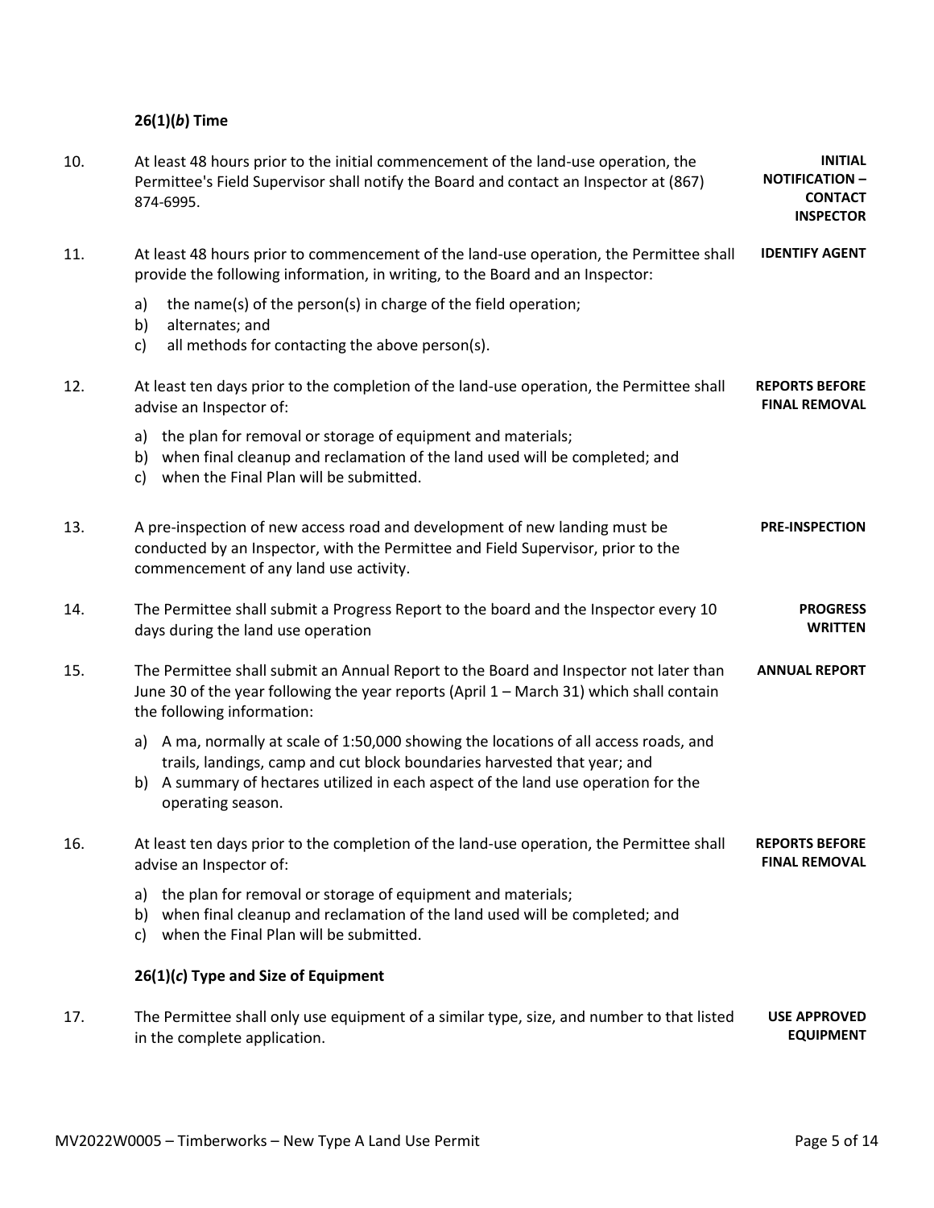### 26(1)(*b*) Time

| | | |
|---|---|---|
| 10. | At least 48 hours prior to the initial commencement of the land-use operation, the Permittee's Field Supervisor shall notify the Board and contact an Inspector at (867) 874-6995. | **INITIAL NOTIFICATION – CONTACT INSPECTOR** |
| 11. | At least 48 hours prior to commencement of the land-use operation, the Permittee shall provide the following information, in writing, to the Board and an Inspector:<br>a) the name(s) of the person(s) in charge of the field operation;<br>b) alternates; and<br>c) all methods for contacting the above person(s). | **IDENTIFY AGENT** |
| 12. | At least ten days prior to the completion of the land-use operation, the Permittee shall advise an Inspector of:<br>a) the plan for removal or storage of equipment and materials;<br>b) when final cleanup and reclamation of the land used will be completed; and<br>c) when the Final Plan will be submitted. | **REPORTS BEFORE FINAL REMOVAL** |
| 13. | A pre-inspection of new access road and development of new landing must be conducted by an Inspector, with the Permittee and Field Supervisor, prior to the commencement of any land use activity. | **PRE-INSPECTION** |
| 14. | The Permittee shall submit a Progress Report to the board and the Inspector every 10 days during the land use operation | **PROGRESS WRITTEN** |
| 15. | The Permittee shall submit an Annual Report to the Board and Inspector not later than June 30 of the year following the year reports (April 1 – March 31) which shall contain the following information:<br>a) A ma, normally at scale of 1:50,000 showing the locations of all access roads, and trails, landings, camp and cut block boundaries harvested that year; and<br>b) A summary of hectares utilized in each aspect of the land use operation for the operating season. | **ANNUAL REPORT** |
| 16. | At least ten days prior to the completion of the land-use operation, the Permittee shall advise an Inspector of:<br>a) the plan for removal or storage of equipment and materials;<br>b) when final cleanup and reclamation of the land used will be completed; and<br>c) when the Final Plan will be submitted. | **REPORTS BEFORE FINAL REMOVAL** |

### 26(1)(*c*) Type and Size of Equipment

| | | |
|---|---|---|
| 17. | The Permittee shall only use equipment of a similar type, size, and number to that listed in the complete application. | **USE APPROVED EQUIPMENT** |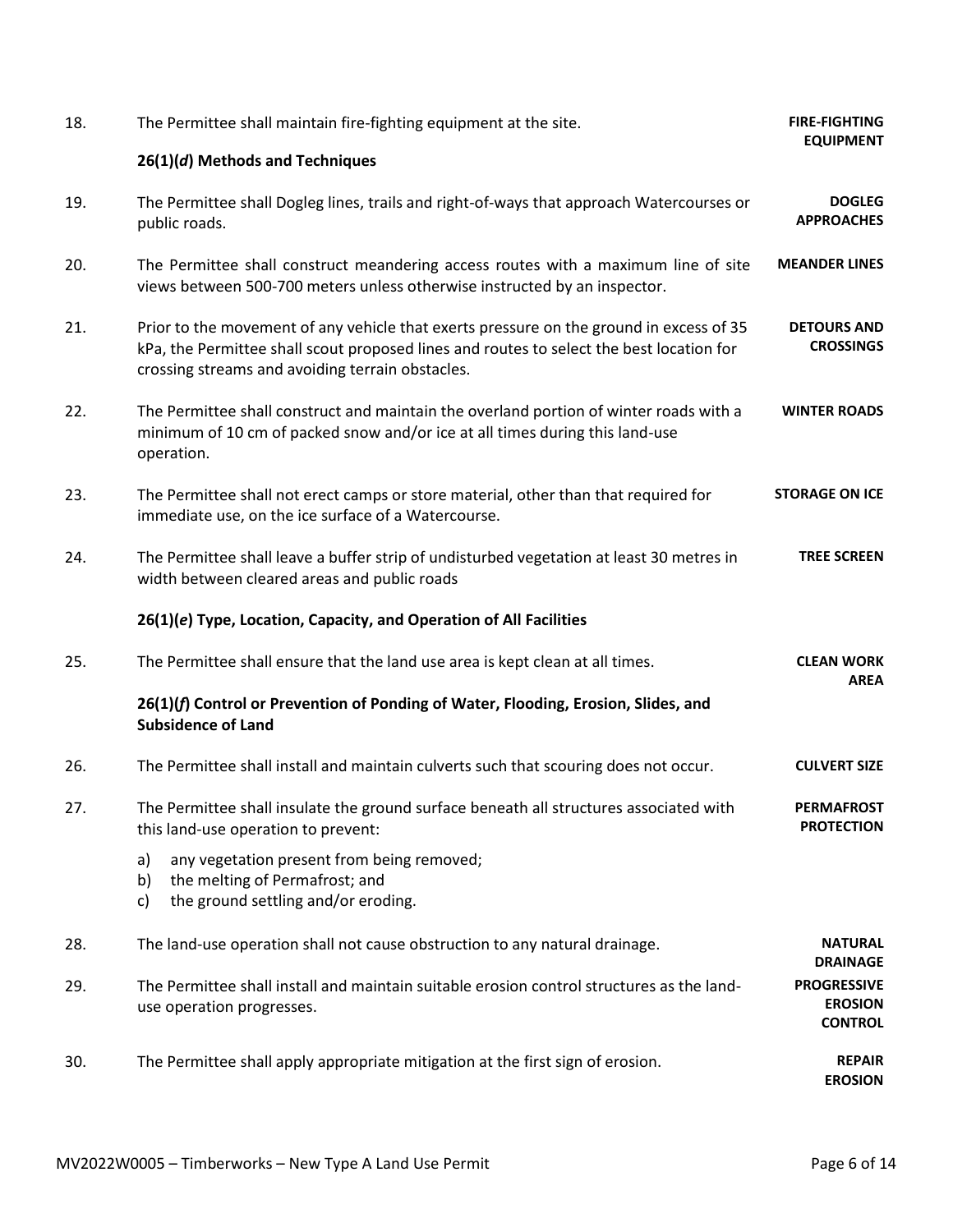18. The Permittee shall maintain fire-fighting equipment at the site. **FIRE-FIGHTING EQUIPMENT**

**26(1)(*d*) Methods and Techniques**

19. The Permittee shall Dogleg lines, trails and right-of-ways that approach Watercourses or public roads. **DOGLEG APPROACHES**

20. The Permittee shall construct meandering access routes with a maximum line of site views between 500-700 meters unless otherwise instructed by an inspector. **MEANDER LINES**

21. Prior to the movement of any vehicle that exerts pressure on the ground in excess of 35 kPa, the Permittee shall scout proposed lines and routes to select the best location for crossing streams and avoiding terrain obstacles. **DETOURS AND CROSSINGS**

22. The Permittee shall construct and maintain the overland portion of winter roads with a minimum of 10 cm of packed snow and/or ice at all times during this land-use operation. **WINTER ROADS**

23. The Permittee shall not erect camps or store material, other than that required for immediate use, on the ice surface of a Watercourse. **STORAGE ON ICE**

24. The Permittee shall leave a buffer strip of undisturbed vegetation at least 30 metres in width between cleared areas and public roads **TREE SCREEN**

**26(1)(*e*) Type, Location, Capacity, and Operation of All Facilities**

25. The Permittee shall ensure that the land use area is kept clean at all times. **CLEAN WORK AREA**

**26(1)(*f*) Control or Prevention of Ponding of Water, Flooding, Erosion, Slides, and Subsidence of Land**

26. The Permittee shall install and maintain culverts such that scouring does not occur. **CULVERT SIZE**

27. The Permittee shall insulate the ground surface beneath all structures associated with this land-use operation to prevent: **PERMAFROST PROTECTION**

    a) any vegetation present from being removed;
    b) the melting of Permafrost; and
    c) the ground settling and/or eroding.

28. The land-use operation shall not cause obstruction to any natural drainage. **NATURAL DRAINAGE**

29. The Permittee shall install and maintain suitable erosion control structures as the land-use operation progresses. **PROGRESSIVE EROSION CONTROL**

30. The Permittee shall apply appropriate mitigation at the first sign of erosion. **REPAIR EROSION**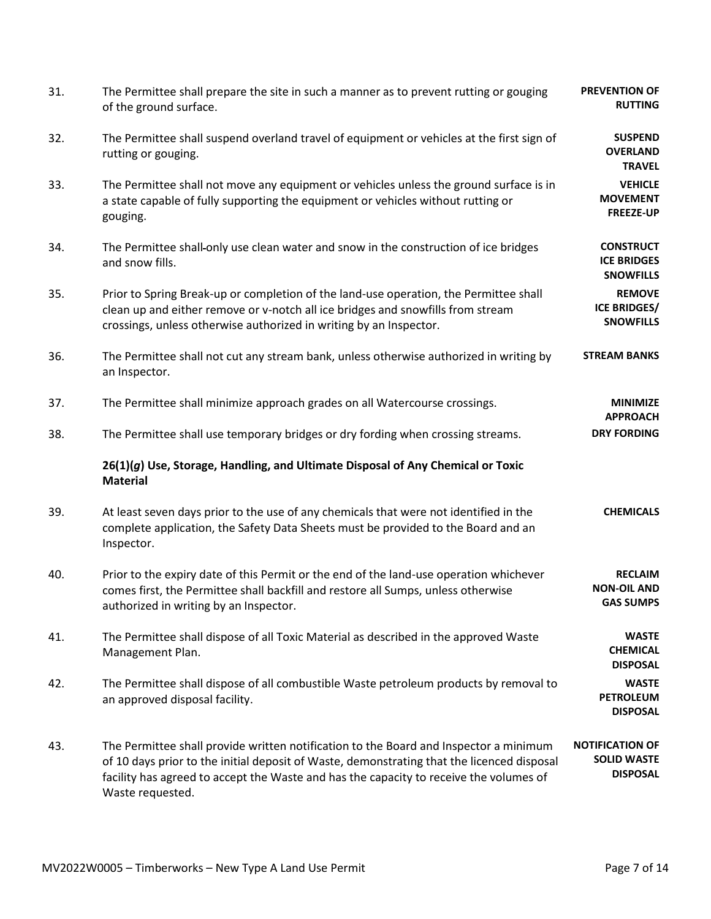| | | |
|---|---|---|
| 31. | The Permittee shall prepare the site in such a manner as to prevent rutting or gouging of the ground surface. | **PREVENTION OF RUTTING** |
| 32. | The Permittee shall suspend overland travel of equipment or vehicles at the first sign of rutting or gouging. | **SUSPEND OVERLAND TRAVEL** |
| 33. | The Permittee shall not move any equipment or vehicles unless the ground surface is in a state capable of fully supporting the equipment or vehicles without rutting or gouging. | **VEHICLE MOVEMENT FREEZE-UP** |
| 34. | The Permittee shall only use clean water and snow in the construction of ice bridges and snow fills. | **CONSTRUCT ICE BRIDGES SNOWFILLS** |
| 35. | Prior to Spring Break-up or completion of the land-use operation, the Permittee shall clean up and either remove or v-notch all ice bridges and snowfills from stream crossings, unless otherwise authorized in writing by an Inspector. | **REMOVE ICE BRIDGES/ SNOWFILLS** |
| 36. | The Permittee shall not cut any stream bank, unless otherwise authorized in writing by an Inspector. | **STREAM BANKS** |
| 37. | The Permittee shall minimize approach grades on all Watercourse crossings. | **MINIMIZE APPROACH** |
| 38. | The Permittee shall use temporary bridges or dry fording when crossing streams. | **DRY FORDING** |

**26(1)(*g*) Use, Storage, Handling, and Ultimate Disposal of Any Chemical or Toxic Material**

| | | |
|---|---|---|
| 39. | At least seven days prior to the use of any chemicals that were not identified in the complete application, the Safety Data Sheets must be provided to the Board and an Inspector. | **CHEMICALS** |
| 40. | Prior to the expiry date of this Permit or the end of the land-use operation whichever comes first, the Permittee shall backfill and restore all Sumps, unless otherwise authorized in writing by an Inspector. | **RECLAIM NON-OIL AND GAS SUMPS** |
| 41. | The Permittee shall dispose of all Toxic Material as described in the approved Waste Management Plan. | **WASTE CHEMICAL DISPOSAL** |
| 42. | The Permittee shall dispose of all combustible Waste petroleum products by removal to an approved disposal facility. | **WASTE PETROLEUM DISPOSAL** |
| 43. | The Permittee shall provide written notification to the Board and Inspector a minimum of 10 days prior to the initial deposit of Waste, demonstrating that the licenced disposal facility has agreed to accept the Waste and has the capacity to receive the volumes of Waste requested. | **NOTIFICATION OF SOLID WASTE DISPOSAL** |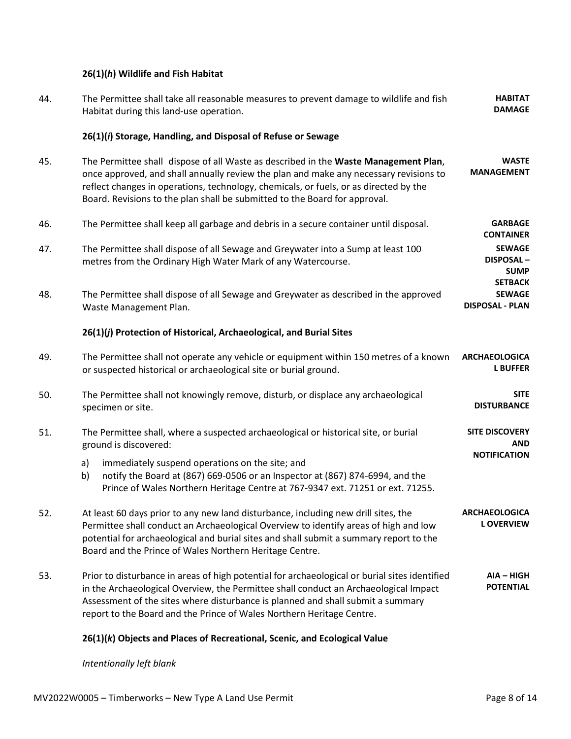### 26(1)(*h*) Wildlife and Fish Habitat

| | | |
|---|---|---|
| 44. | The Permittee shall take all reasonable measures to prevent damage to wildlife and fish Habitat during this land-use operation. | **HABITAT DAMAGE** |

### 26(1)(*i*) Storage, Handling, and Disposal of Refuse or Sewage

| | | |
|---|---|---|
| 45. | The Permittee shall dispose of all Waste as described in the **Waste Management Plan**, once approved, and shall annually review the plan and make any necessary revisions to reflect changes in operations, technology, chemicals, or fuels, or as directed by the Board. Revisions to the plan shall be submitted to the Board for approval. | **WASTE MANAGEMENT** |
| 46. | The Permittee shall keep all garbage and debris in a secure container until disposal. | **GARBAGE CONTAINER** |
| 47. | The Permittee shall dispose of all Sewage and Greywater into a Sump at least 100 metres from the Ordinary High Water Mark of any Watercourse. | **SEWAGE DISPOSAL – SUMP SETBACK** |
| 48. | The Permittee shall dispose of all Sewage and Greywater as described in the approved Waste Management Plan. | **SEWAGE DISPOSAL - PLAN** |

### 26(1)(*j*) Protection of Historical, Archaeological, and Burial Sites

| | | |
|---|---|---|
| 49. | The Permittee shall not operate any vehicle or equipment within 150 metres of a known or suspected historical or archaeological site or burial ground. | **ARCHAEOLOGICAL BUFFER** |
| 50. | The Permittee shall not knowingly remove, disturb, or displace any archaeological specimen or site. | **SITE DISTURBANCE** |
| 51. | The Permittee shall, where a suspected archaeological or historical site, or burial ground is discovered:<br>a) immediately suspend operations on the site; and<br>b) notify the Board at (867) 669-0506 or an Inspector at (867) 874-6994, and the Prince of Wales Northern Heritage Centre at 767-9347 ext. 71251 or ext. 71255. | **SITE DISCOVERY AND NOTIFICATION** |
| 52. | At least 60 days prior to any new land disturbance, including new drill sites, the Permittee shall conduct an Archaeological Overview to identify areas of high and low potential for archaeological and burial sites and shall submit a summary report to the Board and the Prince of Wales Northern Heritage Centre. | **ARCHAEOLOGICAL OVERVIEW** |
| 53. | Prior to disturbance in areas of high potential for archaeological or burial sites identified in the Archaeological Overview, the Permittee shall conduct an Archaeological Impact Assessment of the sites where disturbance is planned and shall submit a summary report to the Board and the Prince of Wales Northern Heritage Centre. | **AIA – HIGH POTENTIAL** |

### 26(1)(*k*) Objects and Places of Recreational, Scenic, and Ecological Value

*Intentionally left blank*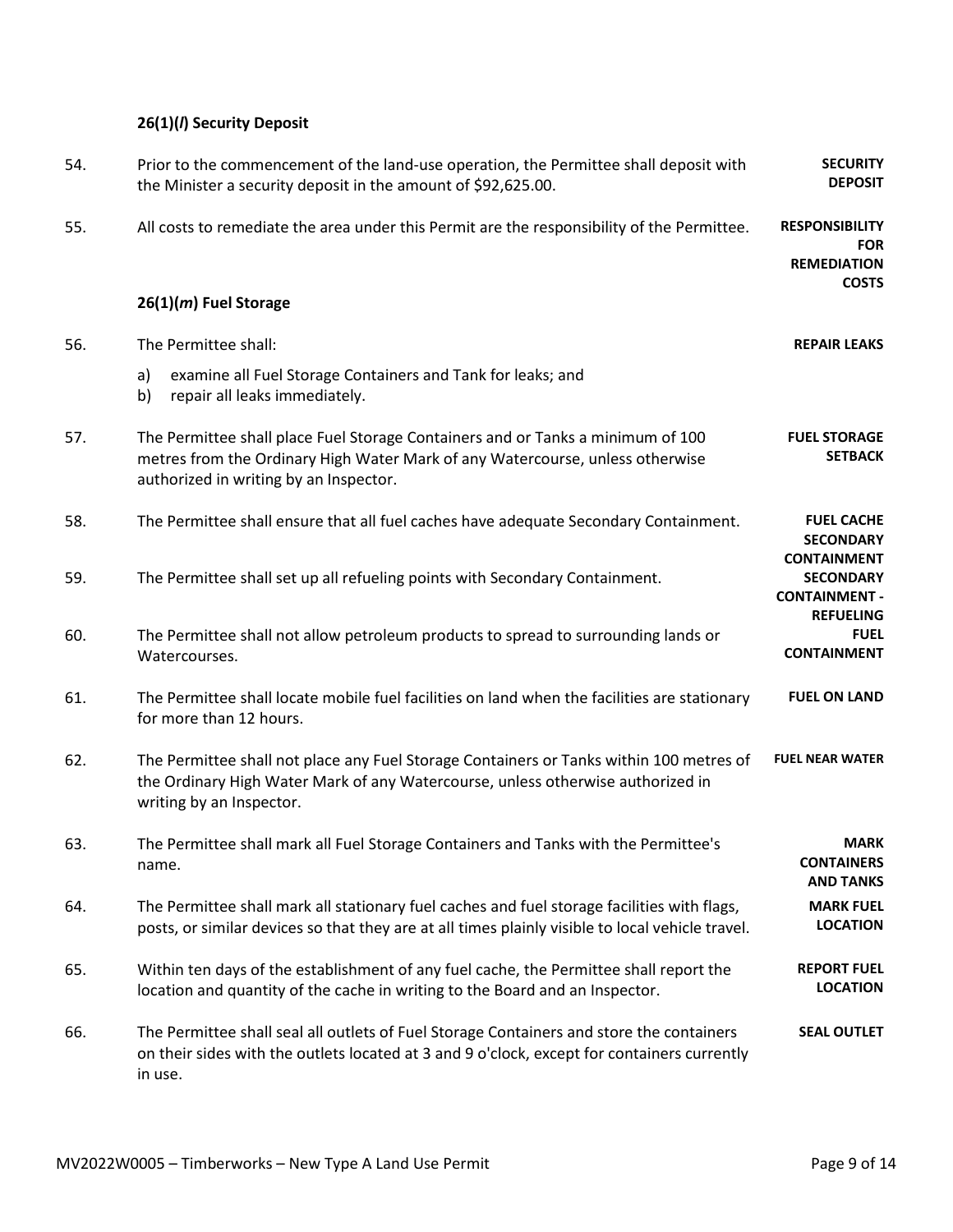### 26(1)(*l*) Security Deposit

| | | |
|---|---|---|
| 54. | Prior to the commencement of the land-use operation, the Permittee shall deposit with the Minister a security deposit in the amount of $92,625.00. | **SECURITY DEPOSIT** |
| 55. | All costs to remediate the area under this Permit are the responsibility of the Permittee. | **RESPONSIBILITY FOR REMEDIATION COSTS** |

### 26(1)(*m*) Fuel Storage

| | | |
|---|---|---|
| 56. | The Permittee shall:<br>a) examine all Fuel Storage Containers and Tank for leaks; and<br>b) repair all leaks immediately. | **REPAIR LEAKS** |
| 57. | The Permittee shall place Fuel Storage Containers and or Tanks a minimum of 100 metres from the Ordinary High Water Mark of any Watercourse, unless otherwise authorized in writing by an Inspector. | **FUEL STORAGE SETBACK** |
| 58. | The Permittee shall ensure that all fuel caches have adequate Secondary Containment. | **FUEL CACHE SECONDARY CONTAINMENT** |
| 59. | The Permittee shall set up all refueling points with Secondary Containment. | **SECONDARY CONTAINMENT - REFUELING** |
| 60. | The Permittee shall not allow petroleum products to spread to surrounding lands or Watercourses. | **FUEL CONTAINMENT** |
| 61. | The Permittee shall locate mobile fuel facilities on land when the facilities are stationary for more than 12 hours. | **FUEL ON LAND** |
| 62. | The Permittee shall not place any Fuel Storage Containers or Tanks within 100 metres of the Ordinary High Water Mark of any Watercourse, unless otherwise authorized in writing by an Inspector. | **FUEL NEAR WATER** |
| 63. | The Permittee shall mark all Fuel Storage Containers and Tanks with the Permittee's name. | **MARK CONTAINERS AND TANKS** |
| 64. | The Permittee shall mark all stationary fuel caches and fuel storage facilities with flags, posts, or similar devices so that they are at all times plainly visible to local vehicle travel. | **MARK FUEL LOCATION** |
| 65. | Within ten days of the establishment of any fuel cache, the Permittee shall report the location and quantity of the cache in writing to the Board and an Inspector. | **REPORT FUEL LOCATION** |
| 66. | The Permittee shall seal all outlets of Fuel Storage Containers and store the containers on their sides with the outlets located at 3 and 9 o'clock, except for containers currently in use. | **SEAL OUTLET** |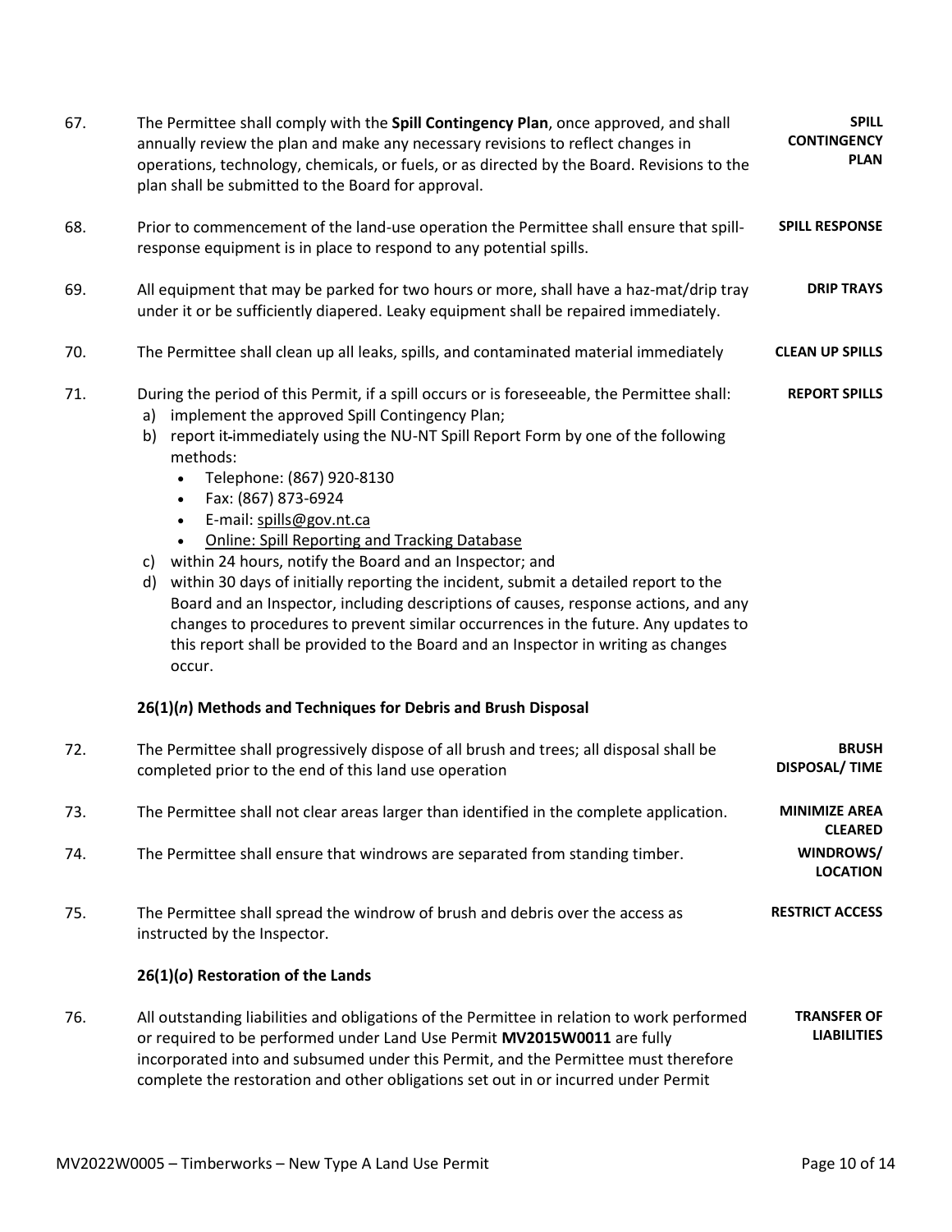67. The Permittee shall comply with the **Spill Contingency Plan**, once approved, and shall annually review the plan and make any necessary revisions to reflect changes in operations, technology, chemicals, or fuels, or as directed by the Board. Revisions to the plan shall be submitted to the Board for approval. **SPILL CONTINGENCY PLAN**

68. Prior to commencement of the land-use operation the Permittee shall ensure that spill-response equipment is in place to respond to any potential spills. **SPILL RESPONSE**

69. All equipment that may be parked for two hours or more, shall have a haz-mat/drip tray under it or be sufficiently diapered. Leaky equipment shall be repaired immediately. **DRIP TRAYS**

70. The Permittee shall clean up all leaks, spills, and contaminated material immediately **CLEAN UP SPILLS**

71. During the period of this Permit, if a spill occurs or is foreseeable, the Permittee shall: **REPORT SPILLS**
    a) implement the approved Spill Contingency Plan;
    b) report it immediately using the NU-NT Spill Report Form by one of the following methods:
       - Telephone: (867) 920-8130
       - Fax: (867) 873-6924
       - E-mail: spills@gov.nt.ca
       - Online: Spill Reporting and Tracking Database
    c) within 24 hours, notify the Board and an Inspector; and
    d) within 30 days of initially reporting the incident, submit a detailed report to the Board and an Inspector, including descriptions of causes, response actions, and any changes to procedures to prevent similar occurrences in the future. Any updates to this report shall be provided to the Board and an Inspector in writing as changes occur.

**26(1)(*n*) Methods and Techniques for Debris and Brush Disposal**

72. The Permittee shall progressively dispose of all brush and trees; all disposal shall be completed prior to the end of this land use operation **BRUSH DISPOSAL/ TIME**

73. The Permittee shall not clear areas larger than identified in the complete application. **MINIMIZE AREA CLEARED**

74. The Permittee shall ensure that windrows are separated from standing timber. **WINDROWS/ LOCATION**

75. The Permittee shall spread the windrow of brush and debris over the access as instructed by the Inspector. **RESTRICT ACCESS**

**26(1)(*o*) Restoration of the Lands**

76. All outstanding liabilities and obligations of the Permittee in relation to work performed or required to be performed under Land Use Permit **MV2015W0011** are fully incorporated into and subsumed under this Permit, and the Permittee must therefore complete the restoration and other obligations set out in or incurred under Permit **TRANSFER OF LIABILITIES**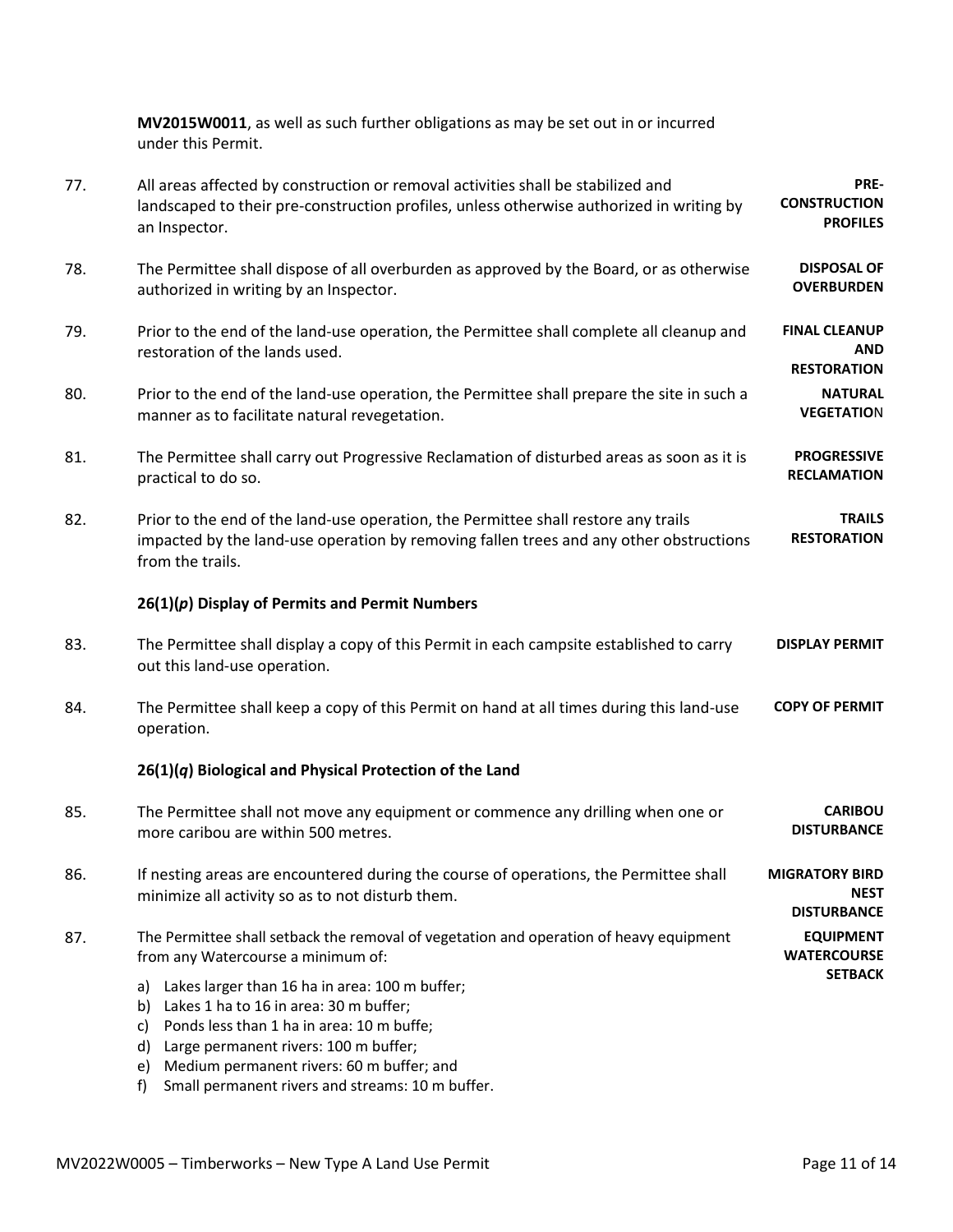**MV2015W0011**, as well as such further obligations as may be set out in or incurred under this Permit.

77. All areas affected by construction or removal activities shall be stabilized and landscaped to their pre-construction profiles, unless otherwise authorized in writing by an Inspector. **PRE-CONSTRUCTION PROFILES**

78. The Permittee shall dispose of all overburden as approved by the Board, or as otherwise authorized in writing by an Inspector. **DISPOSAL OF OVERBURDEN**

79. Prior to the end of the land-use operation, the Permittee shall complete all cleanup and restoration of the lands used. **FINAL CLEANUP AND RESTORATION**

80. Prior to the end of the land-use operation, the Permittee shall prepare the site in such a manner as to facilitate natural revegetation. **NATURAL VEGETATIO**N

81. The Permittee shall carry out Progressive Reclamation of disturbed areas as soon as it is practical to do so. **PROGRESSIVE RECLAMATION**

82. Prior to the end of the land-use operation, the Permittee shall restore any trails impacted by the land-use operation by removing fallen trees and any other obstructions from the trails. **TRAILS RESTORATION**

**26(1)(*p*) Display of Permits and Permit Numbers**

83. The Permittee shall display a copy of this Permit in each campsite established to carry out this land-use operation. **DISPLAY PERMIT**

84. The Permittee shall keep a copy of this Permit on hand at all times during this land-use operation. **COPY OF PERMIT**

**26(1)(*q*) Biological and Physical Protection of the Land**

85. The Permittee shall not move any equipment or commence any drilling when one or more caribou are within 500 metres. **CARIBOU DISTURBANCE**

86. If nesting areas are encountered during the course of operations, the Permittee shall minimize all activity so as to not disturb them. **MIGRATORY BIRD NEST DISTURBANCE**

87. The Permittee shall setback the removal of vegetation and operation of heavy equipment from any Watercourse a minimum of: **EQUIPMENT WATERCOURSE SETBACK**

   a) Lakes larger than 16 ha in area: 100 m buffer;
   b) Lakes 1 ha to 16 in area: 30 m buffer;
   c) Ponds less than 1 ha in area: 10 m buffe;
   d) Large permanent rivers: 100 m buffer;
   e) Medium permanent rivers: 60 m buffer; and
   f) Small permanent rivers and streams: 10 m buffer.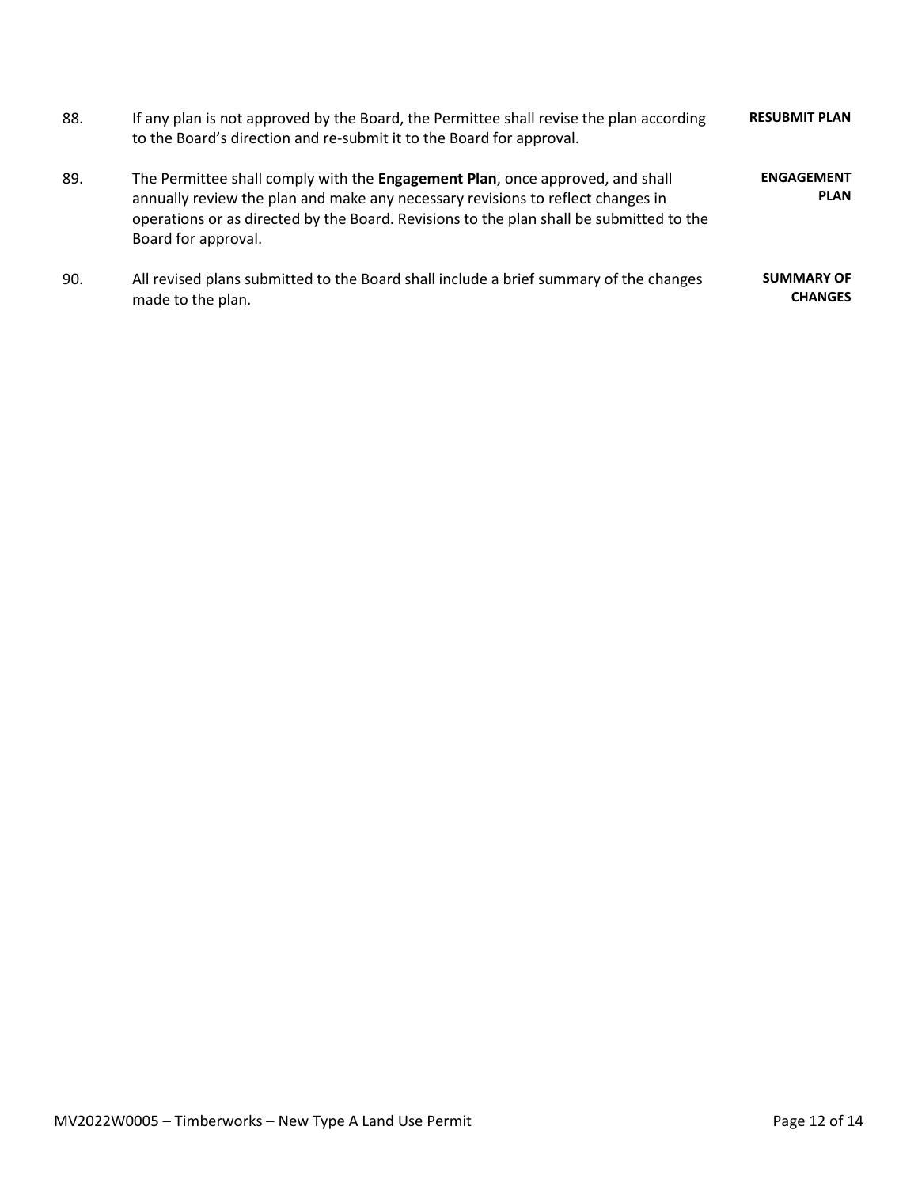88. If any plan is not approved by the Board, the Permittee shall revise the plan according to the Board's direction and re-submit it to the Board for approval. **RESUBMIT PLAN**

89. The Permittee shall comply with the **Engagement Plan**, once approved, and shall annually review the plan and make any necessary revisions to reflect changes in operations or as directed by the Board. Revisions to the plan shall be submitted to the Board for approval. **ENGAGEMENT PLAN**

90. All revised plans submitted to the Board shall include a brief summary of the changes made to the plan. **SUMMARY OF CHANGES**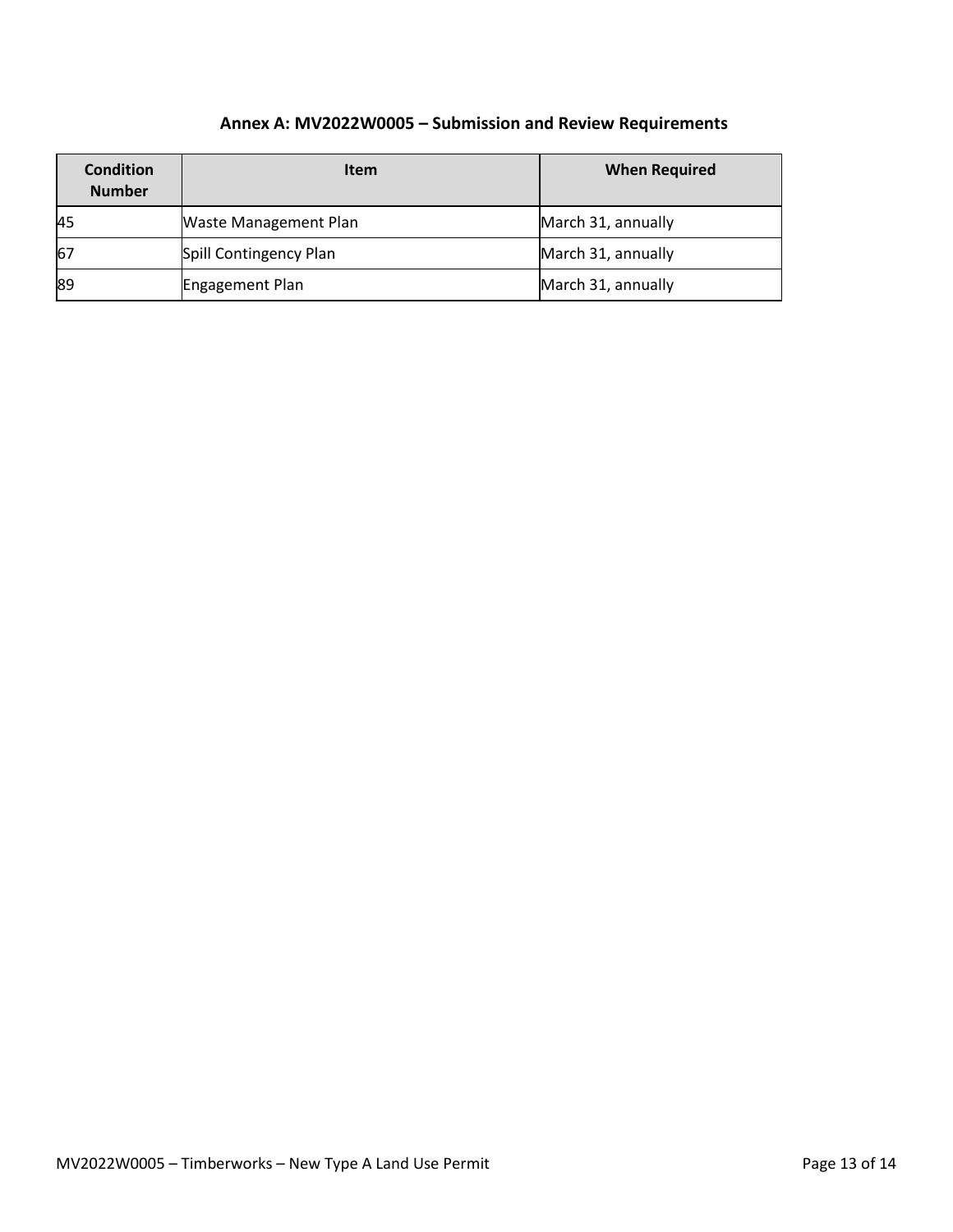## Annex A: MV2022W0005 – Submission and Review Requirements

| Condition Number | Item | When Required |
|---|---|---|
| 45 | Waste Management Plan | March 31, annually |
| 67 | Spill Contingency Plan | March 31, annually |
| 89 | Engagement Plan | March 31, annually |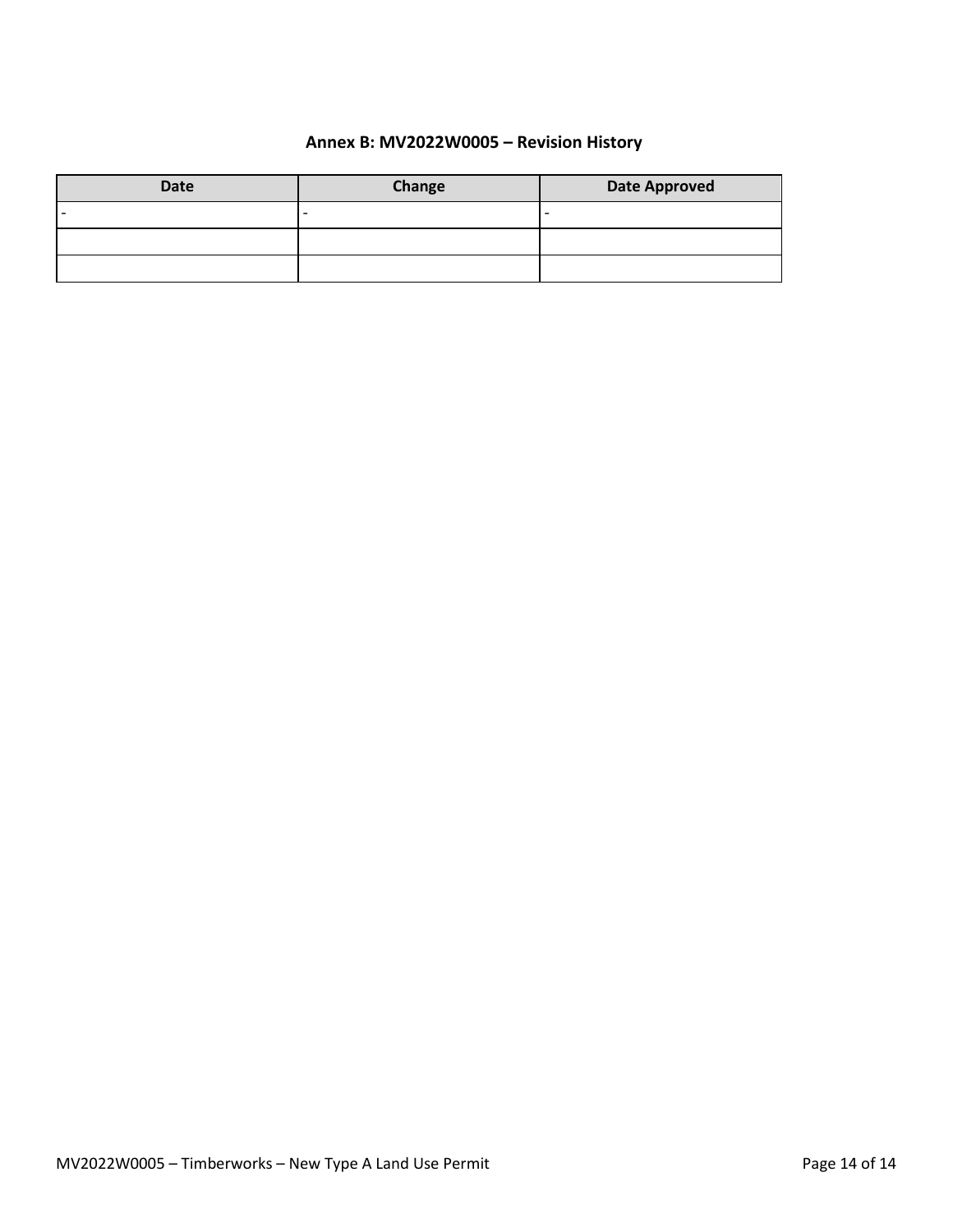## Annex B: MV2022W0005 – Revision History

| Date | Change | Date Approved |
|---|---|---|
| - | - | - |
| | | |
| | | |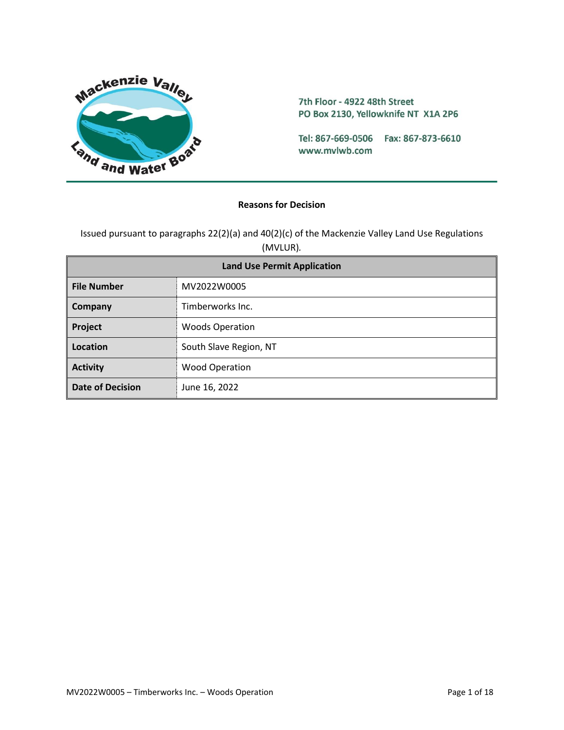**Reasons for Decision**

Issued pursuant to paragraphs 22(2)(a) and 40(2)(c) of the Mackenzie Valley Land Use Regulations (MVLUR).

| Land Use Permit Application | |
|---|---|
| **File Number** | MV2022W0005 |
| **Company** | Timberworks Inc. |
| **Project** | Woods Operation |
| **Location** | South Slave Region, NT |
| **Activity** | Wood Operation |
| **Date of Decision** | June 16, 2022 |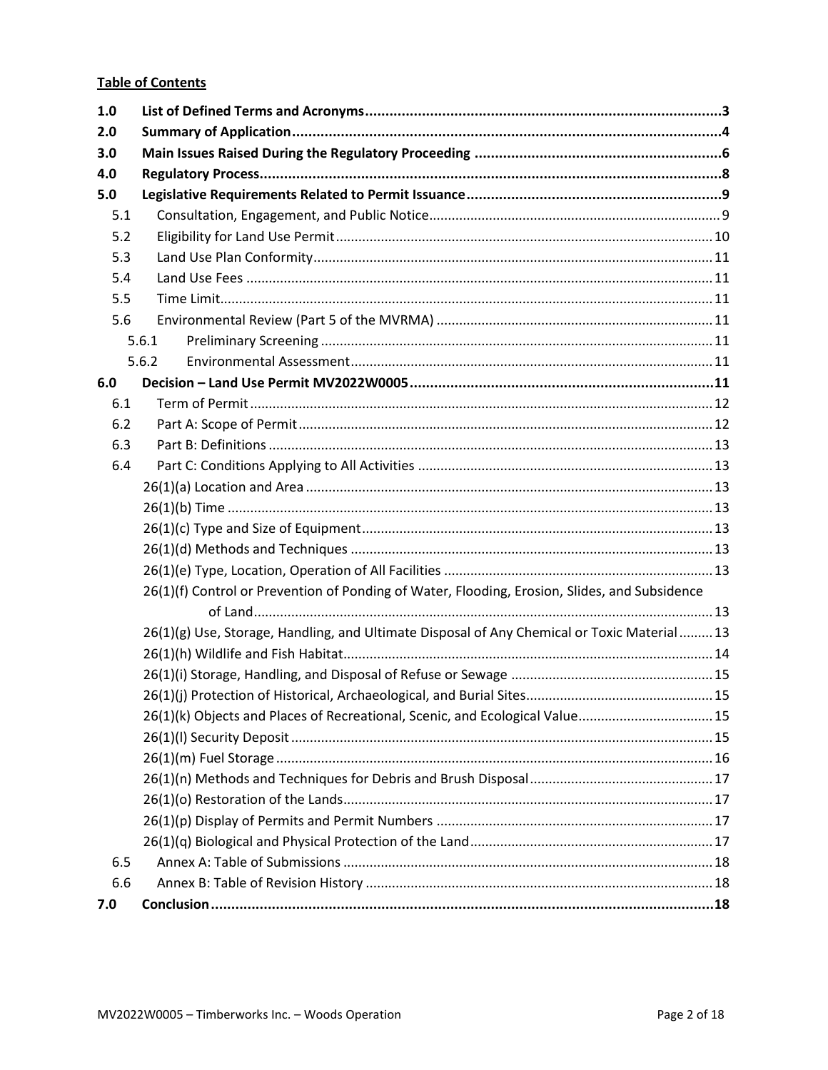**Table of Contents**

| | | |
|---|---|---|
| **1.0** | **List of Defined Terms and Acronyms** | **3** |
| **2.0** | **Summary of Application** | **4** |
| **3.0** | **Main Issues Raised During the Regulatory Proceeding** | **6** |
| **4.0** | **Regulatory Process** | **8** |
| **5.0** | **Legislative Requirements Related to Permit Issuance** | **9** |
| 5.1 | Consultation, Engagement, and Public Notice | 9 |
| 5.2 | Eligibility for Land Use Permit | 10 |
| 5.3 | Land Use Plan Conformity | 11 |
| 5.4 | Land Use Fees | 11 |
| 5.5 | Time Limit | 11 |
| 5.6 | Environmental Review (Part 5 of the MVRMA) | 11 |
| 5.6.1 | Preliminary Screening | 11 |
| 5.6.2 | Environmental Assessment | 11 |
| **6.0** | **Decision – Land Use Permit MV2022W0005** | **11** |
| 6.1 | Term of Permit | 12 |
| 6.2 | Part A: Scope of Permit | 12 |
| 6.3 | Part B: Definitions | 13 |
| 6.4 | Part C: Conditions Applying to All Activities | 13 |
| | 26(1)(a) Location and Area | 13 |
| | 26(1)(b) Time | 13 |
| | 26(1)(c) Type and Size of Equipment | 13 |
| | 26(1)(d) Methods and Techniques | 13 |
| | 26(1)(e) Type, Location, Operation of All Facilities | 13 |
| | 26(1)(f) Control or Prevention of Ponding of Water, Flooding, Erosion, Slides, and Subsidence of Land | 13 |
| | 26(1)(g) Use, Storage, Handling, and Ultimate Disposal of Any Chemical or Toxic Material | 13 |
| | 26(1)(h) Wildlife and Fish Habitat | 14 |
| | 26(1)(i) Storage, Handling, and Disposal of Refuse or Sewage | 15 |
| | 26(1)(j) Protection of Historical, Archaeological, and Burial Sites | 15 |
| | 26(1)(k) Objects and Places of Recreational, Scenic, and Ecological Value | 15 |
| | 26(1)(l) Security Deposit | 15 |
| | 26(1)(m) Fuel Storage | 16 |
| | 26(1)(n) Methods and Techniques for Debris and Brush Disposal | 17 |
| | 26(1)(o) Restoration of the Lands | 17 |
| | 26(1)(p) Display of Permits and Permit Numbers | 17 |
| | 26(1)(q) Biological and Physical Protection of the Land | 17 |
| 6.5 | Annex A: Table of Submissions | 18 |
| 6.6 | Annex B: Table of Revision History | 18 |
| **7.0** | **Conclusion** | **18** |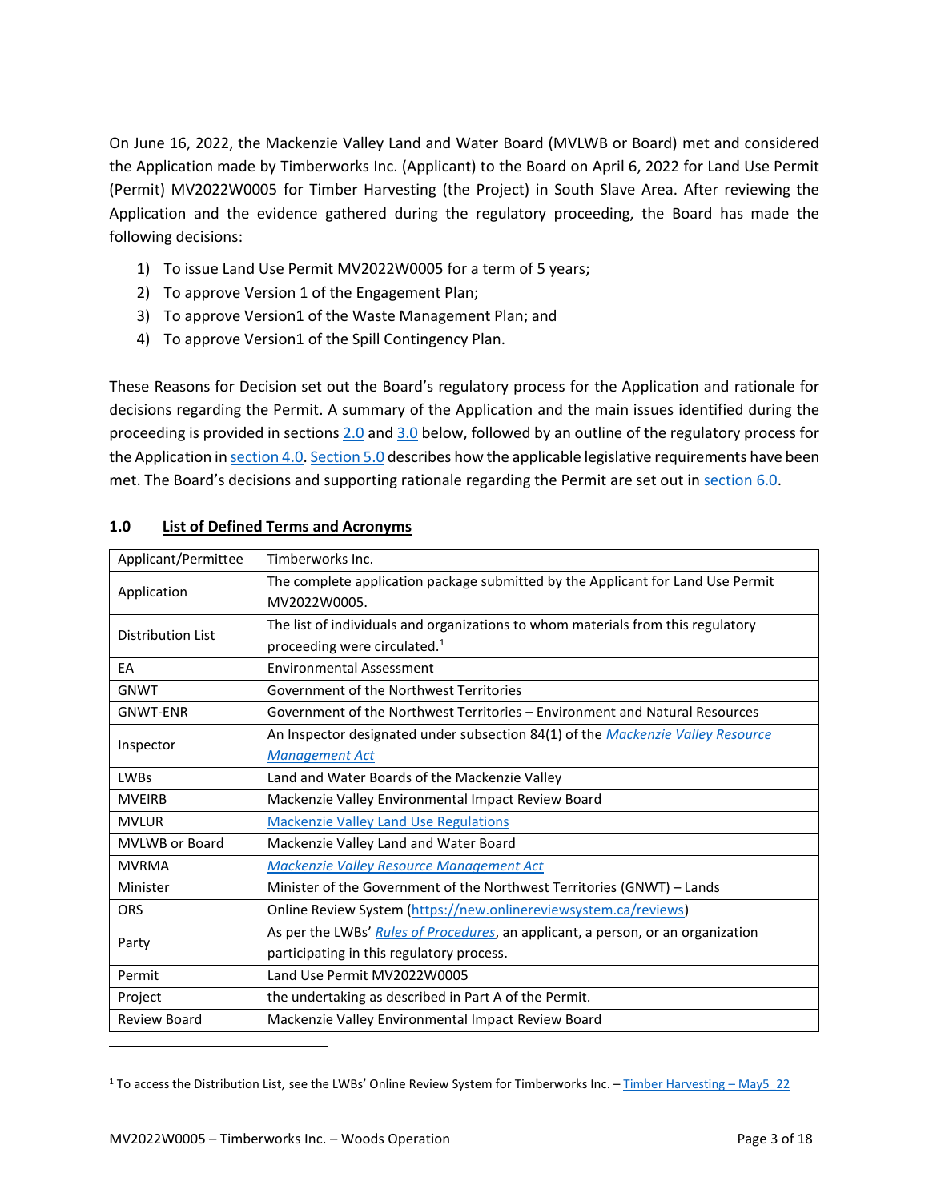On June 16, 2022, the Mackenzie Valley Land and Water Board (MVLWB or Board) met and considered the Application made by Timberworks Inc. (Applicant) to the Board on April 6, 2022 for Land Use Permit (Permit) MV2022W0005 for Timber Harvesting (the Project) in South Slave Area. After reviewing the Application and the evidence gathered during the regulatory proceeding, the Board has made the following decisions:

1) To issue Land Use Permit MV2022W0005 for a term of 5 years;
2) To approve Version 1 of the Engagement Plan;
3) To approve Version1 of the Waste Management Plan; and
4) To approve Version1 of the Spill Contingency Plan.

These Reasons for Decision set out the Board's regulatory process for the Application and rationale for decisions regarding the Permit. A summary of the Application and the main issues identified during the proceeding is provided in sections 2.0 and 3.0 below, followed by an outline of the regulatory process for the Application in section 4.0. Section 5.0 describes how the applicable legislative requirements have been met. The Board's decisions and supporting rationale regarding the Permit are set out in section 6.0.

## 1.0 List of Defined Terms and Acronyms

| | |
|---|---|
| Applicant/Permittee | Timberworks Inc. |
| Application | The complete application package submitted by the Applicant for Land Use Permit MV2022W0005. |
| Distribution List | The list of individuals and organizations to whom materials from this regulatory proceeding were circulated.[1] |
| EA | Environmental Assessment |
| GNWT | Government of the Northwest Territories |
| GNWT-ENR | Government of the Northwest Territories – Environment and Natural Resources |
| Inspector | An Inspector designated under subsection 84(1) of the *Mackenzie Valley Resource Management Act* |
| LWBs | Land and Water Boards of the Mackenzie Valley |
| MVEIRB | Mackenzie Valley Environmental Impact Review Board |
| MVLUR | Mackenzie Valley Land Use Regulations |
| MVLWB or Board | Mackenzie Valley Land and Water Board |
| MVRMA | *Mackenzie Valley Resource Management Act* |
| Minister | Minister of the Government of the Northwest Territories (GNWT) – Lands |
| ORS | Online Review System (https://new.onlinereviewsystem.ca/reviews) |
| Party | As per the LWBs' *Rules of Procedures*, an applicant, a person, or an organization participating in this regulatory process. |
| Permit | Land Use Permit MV2022W0005 |
| Project | the undertaking as described in Part A of the Permit. |
| Review Board | Mackenzie Valley Environmental Impact Review Board |

[1] To access the Distribution List, see the LWBs' Online Review System for Timberworks Inc. – Timber Harvesting – May5_22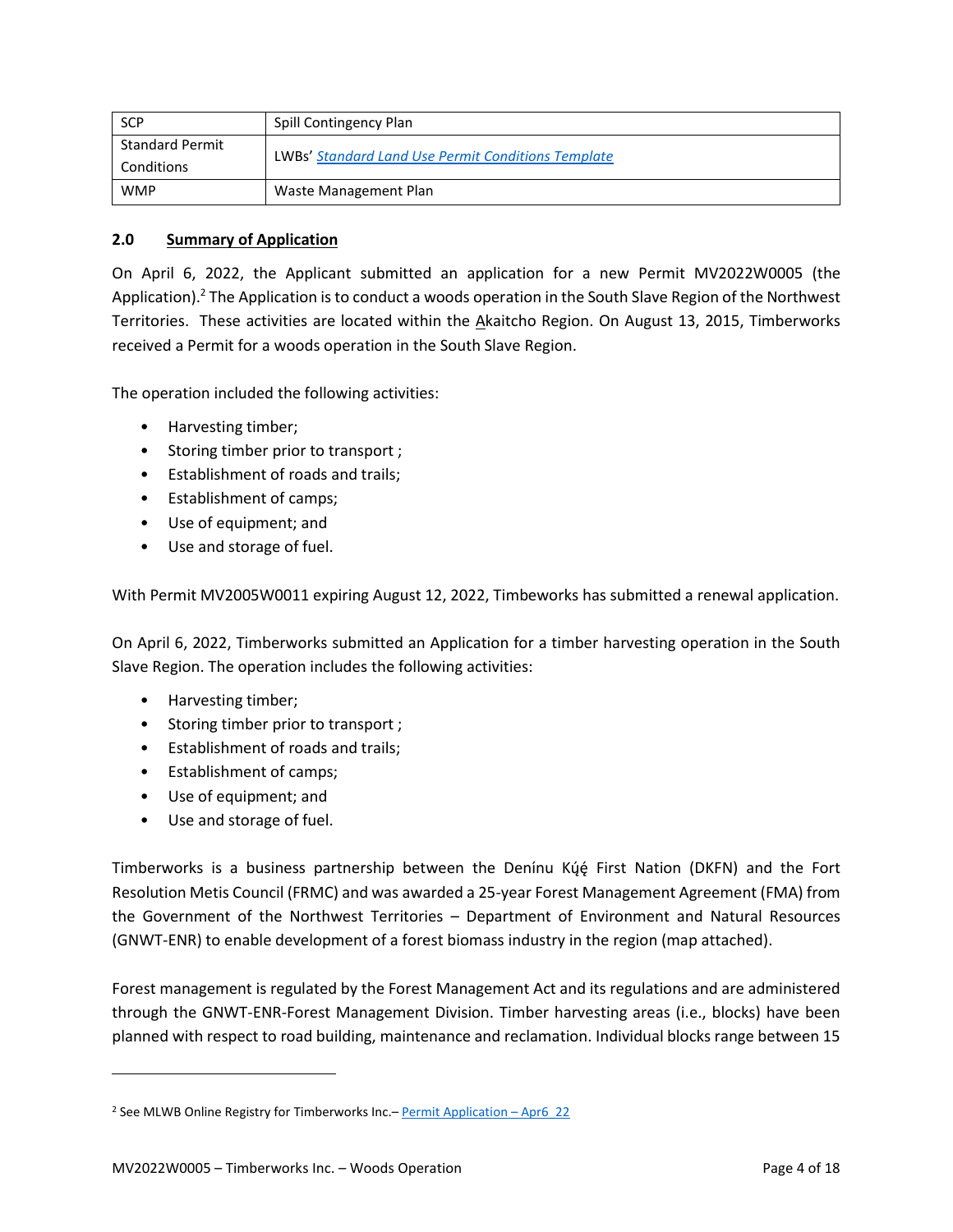| SCP | Spill Contingency Plan |
| --- | --- |
| Standard Permit Conditions | LWBs' *Standard Land Use Permit Conditions Template* |
| WMP | Waste Management Plan |

## 2.0 Summary of Application

On April 6, 2022, the Applicant submitted an application for a new Permit MV2022W0005 (the Application).[2] The Application is to conduct a woods operation in the South Slave Region of the Northwest Territories. These activities are located within the Akaitcho Region. On August 13, 2015, Timberworks received a Permit for a woods operation in the South Slave Region.

The operation included the following activities:

- Harvesting timber;
- Storing timber prior to transport ;
- Establishment of roads and trails;
- Establishment of camps;
- Use of equipment; and
- Use and storage of fuel.

With Permit MV2005W0011 expiring August 12, 2022, Timbeworks has submitted a renewal application.

On April 6, 2022, Timberworks submitted an Application for a timber harvesting operation in the South Slave Region. The operation includes the following activities:

- Harvesting timber;
- Storing timber prior to transport ;
- Establishment of roads and trails;
- Establishment of camps;
- Use of equipment; and
- Use and storage of fuel.

Timberworks is a business partnership between the Denínu Kų́ę́ First Nation (DKFN) and the Fort Resolution Metis Council (FRMC) and was awarded a 25-year Forest Management Agreement (FMA) from the Government of the Northwest Territories – Department of Environment and Natural Resources (GNWT-ENR) to enable development of a forest biomass industry in the region (map attached).

Forest management is regulated by the Forest Management Act and its regulations and are administered through the GNWT-ENR-Forest Management Division. Timber harvesting areas (i.e., blocks) have been planned with respect to road building, maintenance and reclamation. Individual blocks range between 15

[2] See MLWB Online Registry for Timberworks Inc.– Permit Application – Apr6_22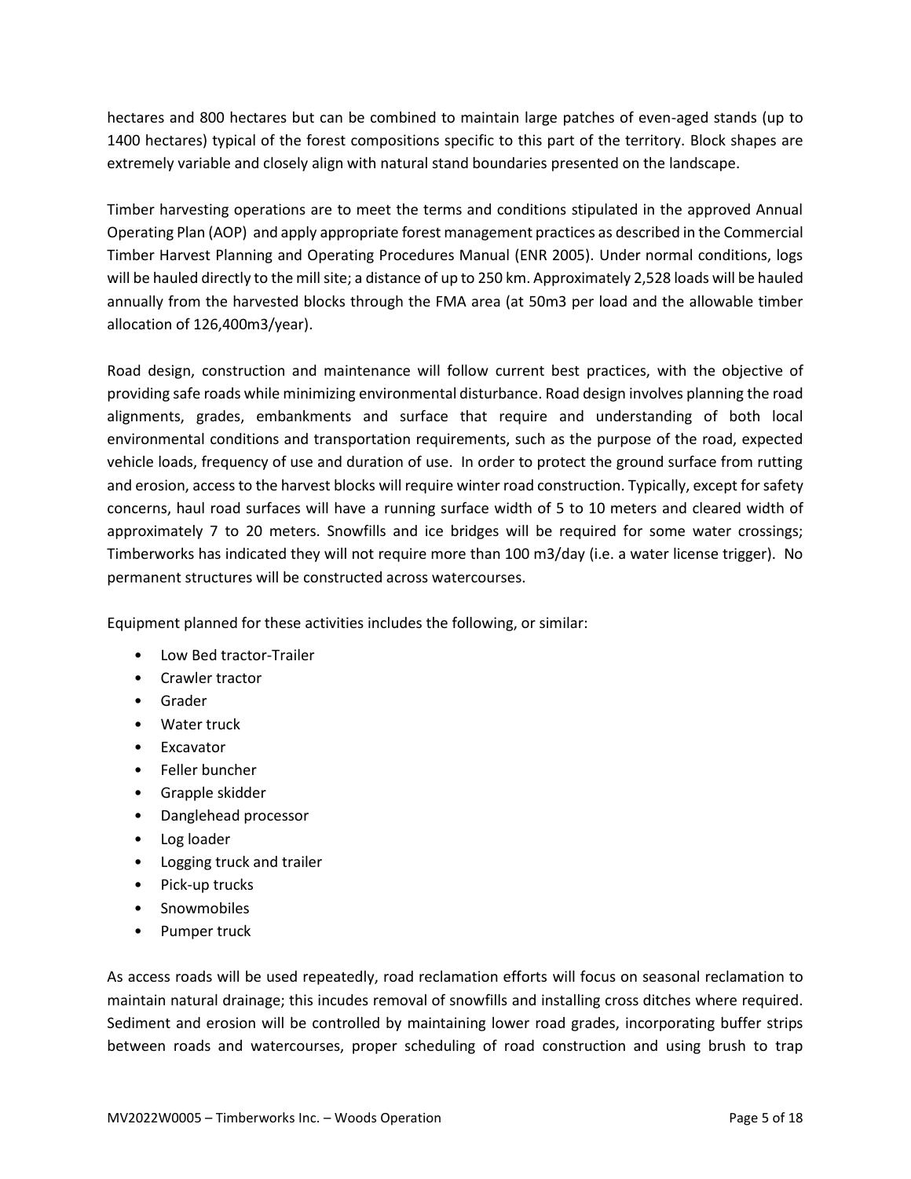hectares and 800 hectares but can be combined to maintain large patches of even-aged stands (up to 1400 hectares) typical of the forest compositions specific to this part of the territory. Block shapes are extremely variable and closely align with natural stand boundaries presented on the landscape.

Timber harvesting operations are to meet the terms and conditions stipulated in the approved Annual Operating Plan (AOP) and apply appropriate forest management practices as described in the Commercial Timber Harvest Planning and Operating Procedures Manual (ENR 2005). Under normal conditions, logs will be hauled directly to the mill site; a distance of up to 250 km. Approximately 2,528 loads will be hauled annually from the harvested blocks through the FMA area (at 50m3 per load and the allowable timber allocation of 126,400m3/year).

Road design, construction and maintenance will follow current best practices, with the objective of providing safe roads while minimizing environmental disturbance. Road design involves planning the road alignments, grades, embankments and surface that require and understanding of both local environmental conditions and transportation requirements, such as the purpose of the road, expected vehicle loads, frequency of use and duration of use. In order to protect the ground surface from rutting and erosion, access to the harvest blocks will require winter road construction. Typically, except for safety concerns, haul road surfaces will have a running surface width of 5 to 10 meters and cleared width of approximately 7 to 20 meters. Snowfills and ice bridges will be required for some water crossings; Timberworks has indicated they will not require more than 100 m3/day (i.e. a water license trigger). No permanent structures will be constructed across watercourses.

Equipment planned for these activities includes the following, or similar:

- Low Bed tractor-Trailer
- Crawler tractor
- Grader
- Water truck
- Excavator
- Feller buncher
- Grapple skidder
- Danglehead processor
- Log loader
- Logging truck and trailer
- Pick-up trucks
- Snowmobiles
- Pumper truck

As access roads will be used repeatedly, road reclamation efforts will focus on seasonal reclamation to maintain natural drainage; this incudes removal of snowfills and installing cross ditches where required. Sediment and erosion will be controlled by maintaining lower road grades, incorporating buffer strips between roads and watercourses, proper scheduling of road construction and using brush to trap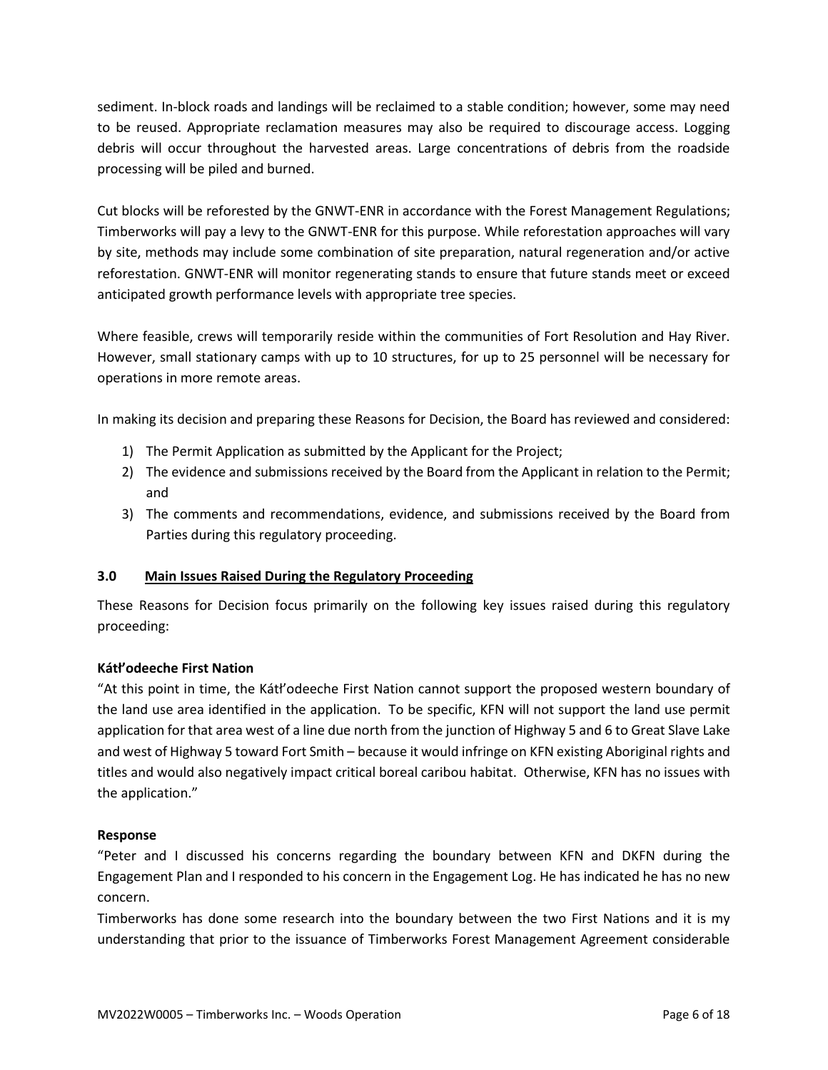sediment. In-block roads and landings will be reclaimed to a stable condition; however, some may need to be reused. Appropriate reclamation measures may also be required to discourage access. Logging debris will occur throughout the harvested areas. Large concentrations of debris from the roadside processing will be piled and burned.

Cut blocks will be reforested by the GNWT-ENR in accordance with the Forest Management Regulations; Timberworks will pay a levy to the GNWT-ENR for this purpose. While reforestation approaches will vary by site, methods may include some combination of site preparation, natural regeneration and/or active reforestation. GNWT-ENR will monitor regenerating stands to ensure that future stands meet or exceed anticipated growth performance levels with appropriate tree species.

Where feasible, crews will temporarily reside within the communities of Fort Resolution and Hay River. However, small stationary camps with up to 10 structures, for up to 25 personnel will be necessary for operations in more remote areas.

In making its decision and preparing these Reasons for Decision, the Board has reviewed and considered:

1) The Permit Application as submitted by the Applicant for the Project;
2) The evidence and submissions received by the Board from the Applicant in relation to the Permit; and
3) The comments and recommendations, evidence, and submissions received by the Board from Parties during this regulatory proceeding.

## 3.0 Main Issues Raised During the Regulatory Proceeding

These Reasons for Decision focus primarily on the following key issues raised during this regulatory proceeding:

**Kátł'odeeche First Nation**

"At this point in time, the Kátł'odeeche First Nation cannot support the proposed western boundary of the land use area identified in the application. To be specific, KFN will not support the land use permit application for that area west of a line due north from the junction of Highway 5 and 6 to Great Slave Lake and west of Highway 5 toward Fort Smith – because it would infringe on KFN existing Aboriginal rights and titles and would also negatively impact critical boreal caribou habitat. Otherwise, KFN has no issues with the application."

**Response**

"Peter and I discussed his concerns regarding the boundary between KFN and DKFN during the Engagement Plan and I responded to his concern in the Engagement Log. He has indicated he has no new concern.

Timberworks has done some research into the boundary between the two First Nations and it is my understanding that prior to the issuance of Timberworks Forest Management Agreement considerable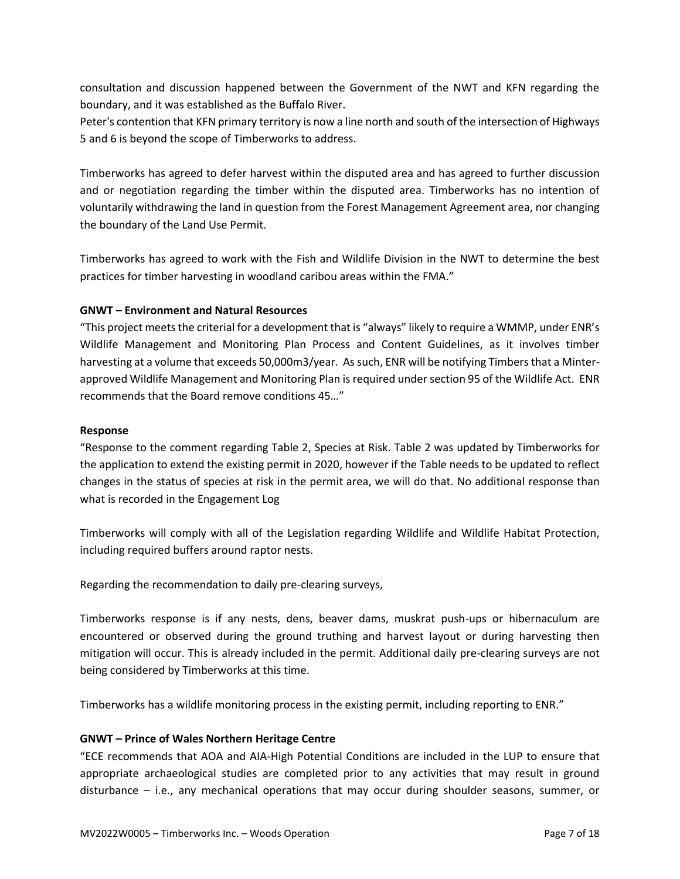consultation and discussion happened between the Government of the NWT and KFN regarding the boundary, and it was established as the Buffalo River.
Peter's contention that KFN primary territory is now a line north and south of the intersection of Highways 5 and 6 is beyond the scope of Timberworks to address.

Timberworks has agreed to defer harvest within the disputed area and has agreed to further discussion and or negotiation regarding the timber within the disputed area. Timberworks has no intention of voluntarily withdrawing the land in question from the Forest Management Agreement area, nor changing the boundary of the Land Use Permit.

Timberworks has agreed to work with the Fish and Wildlife Division in the NWT to determine the best practices for timber harvesting in woodland caribou areas within the FMA."

**GNWT – Environment and Natural Resources**

"This project meets the criterial for a development that is "always" likely to require a WMMP, under ENR's Wildlife Management and Monitoring Plan Process and Content Guidelines, as it involves timber harvesting at a volume that exceeds 50,000m3/year. As such, ENR will be notifying Timbers that a Minter-approved Wildlife Management and Monitoring Plan is required under section 95 of the Wildlife Act. ENR recommends that the Board remove conditions 45…"

**Response**

"Response to the comment regarding Table 2, Species at Risk. Table 2 was updated by Timberworks for the application to extend the existing permit in 2020, however if the Table needs to be updated to reflect changes in the status of species at risk in the permit area, we will do that. No additional response than what is recorded in the Engagement Log

Timberworks will comply with all of the Legislation regarding Wildlife and Wildlife Habitat Protection, including required buffers around raptor nests.

Regarding the recommendation to daily pre-clearing surveys,

Timberworks response is if any nests, dens, beaver dams, muskrat push-ups or hibernaculum are encountered or observed during the ground truthing and harvest layout or during harvesting then mitigation will occur. This is already included in the permit. Additional daily pre-clearing surveys are not being considered by Timberworks at this time.

Timberworks has a wildlife monitoring process in the existing permit, including reporting to ENR."

**GNWT – Prince of Wales Northern Heritage Centre**

"ECE recommends that AOA and AIA-High Potential Conditions are included in the LUP to ensure that appropriate archaeological studies are completed prior to any activities that may result in ground disturbance – i.e., any mechanical operations that may occur during shoulder seasons, summer, or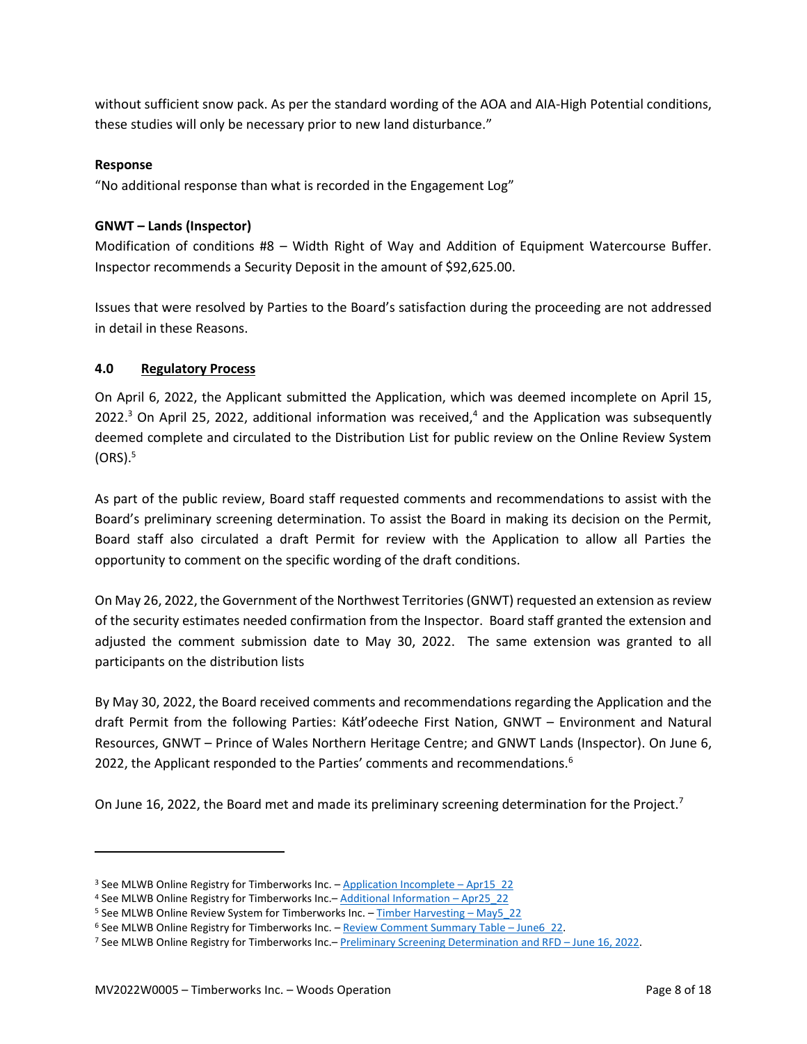without sufficient snow pack. As per the standard wording of the AOA and AIA-High Potential conditions, these studies will only be necessary prior to new land disturbance."

**Response**

"No additional response than what is recorded in the Engagement Log"

**GNWT – Lands (Inspector)**

Modification of conditions #8 – Width Right of Way and Addition of Equipment Watercourse Buffer. Inspector recommends a Security Deposit in the amount of $92,625.00.

Issues that were resolved by Parties to the Board's satisfaction during the proceeding are not addressed in detail in these Reasons.

## 4.0 Regulatory Process

On April 6, 2022, the Applicant submitted the Application, which was deemed incomplete on April 15, 2022.[3] On April 25, 2022, additional information was received,[4] and the Application was subsequently deemed complete and circulated to the Distribution List for public review on the Online Review System (ORS).[5]

As part of the public review, Board staff requested comments and recommendations to assist with the Board's preliminary screening determination. To assist the Board in making its decision on the Permit, Board staff also circulated a draft Permit for review with the Application to allow all Parties the opportunity to comment on the specific wording of the draft conditions.

On May 26, 2022, the Government of the Northwest Territories (GNWT) requested an extension as review of the security estimates needed confirmation from the Inspector. Board staff granted the extension and adjusted the comment submission date to May 30, 2022. The same extension was granted to all participants on the distribution lists

By May 30, 2022, the Board received comments and recommendations regarding the Application and the draft Permit from the following Parties: Kátł'odeeche First Nation, GNWT – Environment and Natural Resources, GNWT – Prince of Wales Northern Heritage Centre; and GNWT Lands (Inspector). On June 6, 2022, the Applicant responded to the Parties' comments and recommendations.[6]

On June 16, 2022, the Board met and made its preliminary screening determination for the Project.[7]

---

[3] See MLWB Online Registry for Timberworks Inc. – Application Incomplete – Apr15_22

[4] See MLWB Online Registry for Timberworks Inc.– Additional Information – Apr25_22

[5] See MLWB Online Review System for Timberworks Inc. – Timber Harvesting – May5_22

[6] See MLWB Online Registry for Timberworks Inc. – Review Comment Summary Table – June6_22.

[7] See MLWB Online Registry for Timberworks Inc.– Preliminary Screening Determination and RFD – June 16, 2022.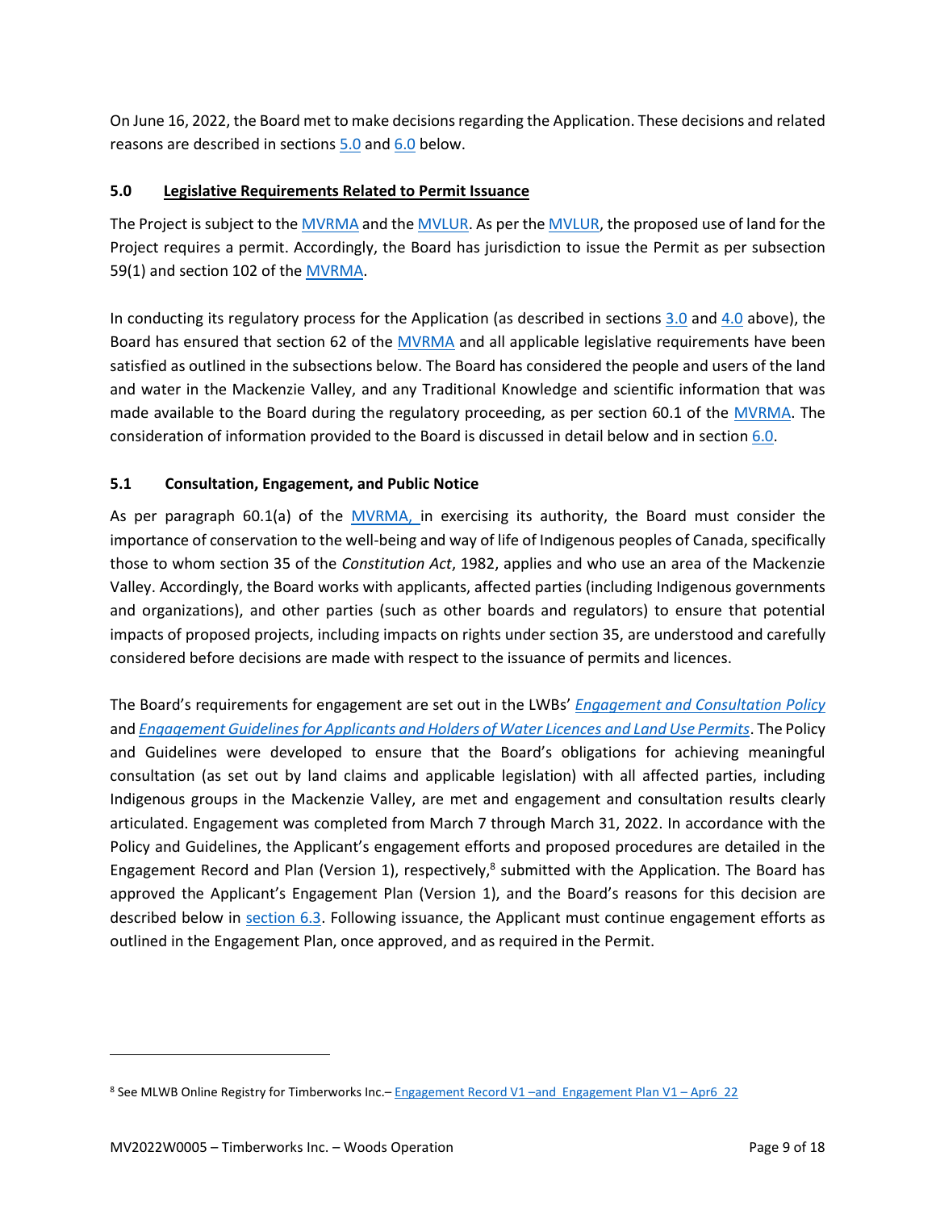On June 16, 2022, the Board met to make decisions regarding the Application. These decisions and related reasons are described in sections 5.0 and 6.0 below.

## 5.0 Legislative Requirements Related to Permit Issuance

The Project is subject to the MVRMA and the MVLUR. As per the MVLUR, the proposed use of land for the Project requires a permit. Accordingly, the Board has jurisdiction to issue the Permit as per subsection 59(1) and section 102 of the MVRMA.

In conducting its regulatory process for the Application (as described in sections 3.0 and 4.0 above), the Board has ensured that section 62 of the MVRMA and all applicable legislative requirements have been satisfied as outlined in the subsections below. The Board has considered the people and users of the land and water in the Mackenzie Valley, and any Traditional Knowledge and scientific information that was made available to the Board during the regulatory proceeding, as per section 60.1 of the MVRMA. The consideration of information provided to the Board is discussed in detail below and in section 6.0.

### 5.1 Consultation, Engagement, and Public Notice

As per paragraph 60.1(a) of the MVRMA, in exercising its authority, the Board must consider the importance of conservation to the well-being and way of life of Indigenous peoples of Canada, specifically those to whom section 35 of the *Constitution Act*, 1982, applies and who use an area of the Mackenzie Valley. Accordingly, the Board works with applicants, affected parties (including Indigenous governments and organizations), and other parties (such as other boards and regulators) to ensure that potential impacts of proposed projects, including impacts on rights under section 35, are understood and carefully considered before decisions are made with respect to the issuance of permits and licences.

The Board's requirements for engagement are set out in the LWBs' *Engagement and Consultation Policy* and *Engagement Guidelines for Applicants and Holders of Water Licences and Land Use Permits*. The Policy and Guidelines were developed to ensure that the Board's obligations for achieving meaningful consultation (as set out by land claims and applicable legislation) with all affected parties, including Indigenous groups in the Mackenzie Valley, are met and engagement and consultation results clearly articulated. Engagement was completed from March 7 through March 31, 2022. In accordance with the Policy and Guidelines, the Applicant's engagement efforts and proposed procedures are detailed in the Engagement Record and Plan (Version 1), respectively,[8] submitted with the Application. The Board has approved the Applicant's Engagement Plan (Version 1), and the Board's reasons for this decision are described below in section 6.3. Following issuance, the Applicant must continue engagement efforts as outlined in the Engagement Plan, once approved, and as required in the Permit.

---

[8] See MLWB Online Registry for Timberworks Inc.– Engagement Record V1 –and Engagement Plan V1 – Apr6_22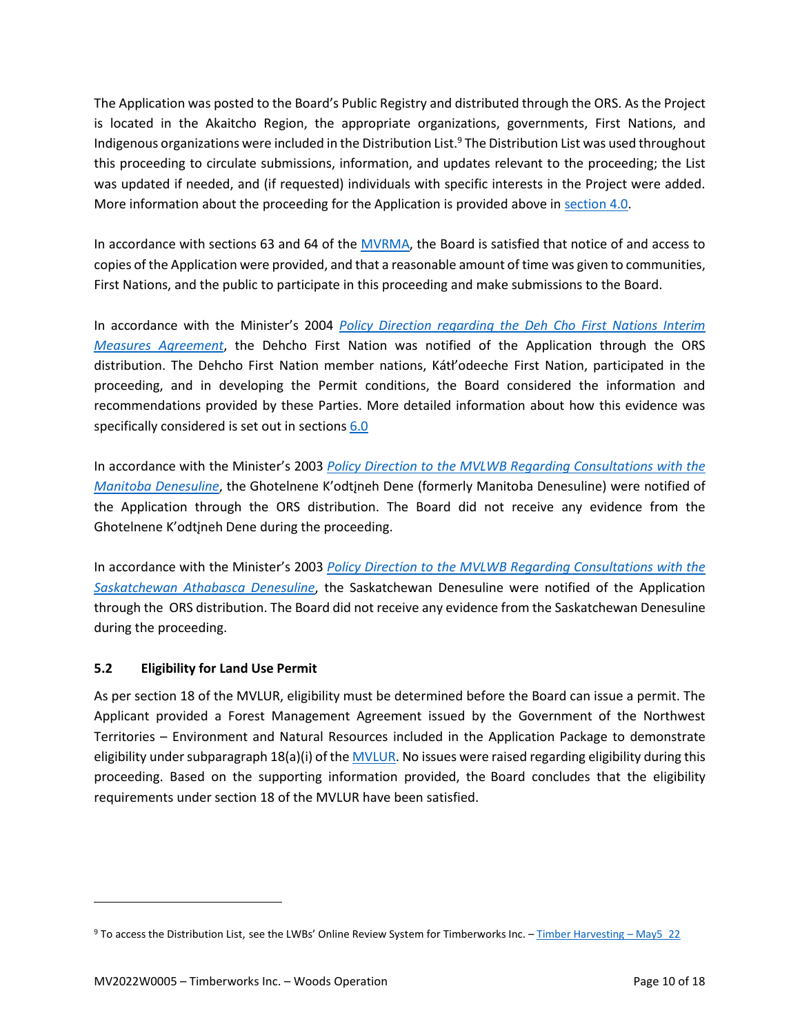The Application was posted to the Board's Public Registry and distributed through the ORS. As the Project is located in the Akaitcho Region, the appropriate organizations, governments, First Nations, and Indigenous organizations were included in the Distribution List.[9] The Distribution List was used throughout this proceeding to circulate submissions, information, and updates relevant to the proceeding; the List was updated if needed, and (if requested) individuals with specific interests in the Project were added. More information about the proceeding for the Application is provided above in section 4.0.

In accordance with sections 63 and 64 of the MVRMA, the Board is satisfied that notice of and access to copies of the Application were provided, and that a reasonable amount of time was given to communities, First Nations, and the public to participate in this proceeding and make submissions to the Board.

In accordance with the Minister's 2004 *Policy Direction regarding the Deh Cho First Nations Interim Measures Agreement*, the Dehcho First Nation was notified of the Application through the ORS distribution. The Dehcho First Nation member nations, Kátł'odeeche First Nation, participated in the proceeding, and in developing the Permit conditions, the Board considered the information and recommendations provided by these Parties. More detailed information about how this evidence was specifically considered is set out in sections 6.0

In accordance with the Minister's 2003 *Policy Direction to the MVLWB Regarding Consultations with the Manitoba Denesuline*, the Ghotelnene K'odtįneh Dene (formerly Manitoba Denesuline) were notified of the Application through the ORS distribution. The Board did not receive any evidence from the Ghotelnene K'odtįneh Dene during the proceeding.

In accordance with the Minister's 2003 *Policy Direction to the MVLWB Regarding Consultations with the Saskatchewan Athabasca Denesuline*, the Saskatchewan Denesuline were notified of the Application through the ORS distribution. The Board did not receive any evidence from the Saskatchewan Denesuline during the proceeding.

### 5.2 Eligibility for Land Use Permit

As per section 18 of the MVLUR, eligibility must be determined before the Board can issue a permit. The Applicant provided a Forest Management Agreement issued by the Government of the Northwest Territories – Environment and Natural Resources included in the Application Package to demonstrate eligibility under subparagraph 18(a)(i) of the MVLUR. No issues were raised regarding eligibility during this proceeding. Based on the supporting information provided, the Board concludes that the eligibility requirements under section 18 of the MVLUR have been satisfied.

---

[9] To access the Distribution List, see the LWBs' Online Review System for Timberworks Inc. – Timber Harvesting – May5_22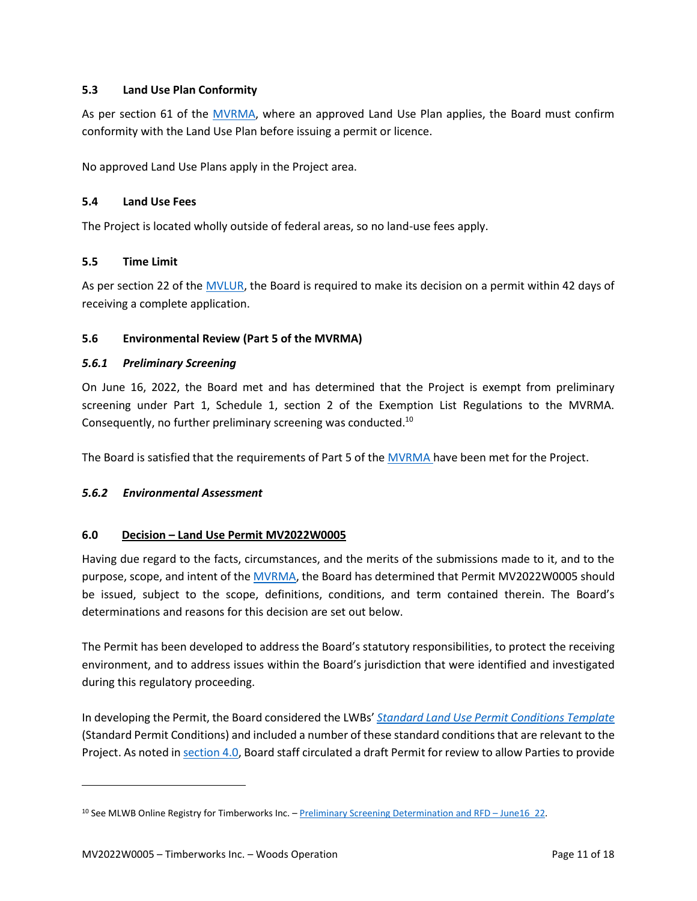### 5.3 Land Use Plan Conformity

As per section 61 of the MVRMA, where an approved Land Use Plan applies, the Board must confirm conformity with the Land Use Plan before issuing a permit or licence.

No approved Land Use Plans apply in the Project area.

### 5.4 Land Use Fees

The Project is located wholly outside of federal areas, so no land-use fees apply.

### 5.5 Time Limit

As per section 22 of the MVLUR, the Board is required to make its decision on a permit within 42 days of receiving a complete application.

### 5.6 Environmental Review (Part 5 of the MVRMA)

#### *5.6.1 Preliminary Screening*

On June 16, 2022, the Board met and has determined that the Project is exempt from preliminary screening under Part 1, Schedule 1, section 2 of the Exemption List Regulations to the MVRMA. Consequently, no further preliminary screening was conducted.[10]

The Board is satisfied that the requirements of Part 5 of the MVRMA have been met for the Project.

#### *5.6.2 Environmental Assessment*

## 6.0 Decision – Land Use Permit MV2022W0005

Having due regard to the facts, circumstances, and the merits of the submissions made to it, and to the purpose, scope, and intent of the MVRMA, the Board has determined that Permit MV2022W0005 should be issued, subject to the scope, definitions, conditions, and term contained therein. The Board's determinations and reasons for this decision are set out below.

The Permit has been developed to address the Board's statutory responsibilities, to protect the receiving environment, and to address issues within the Board's jurisdiction that were identified and investigated during this regulatory proceeding.

In developing the Permit, the Board considered the LWBs' *Standard Land Use Permit Conditions Template* (Standard Permit Conditions) and included a number of these standard conditions that are relevant to the Project. As noted in section 4.0, Board staff circulated a draft Permit for review to allow Parties to provide

---

[10] See MLWB Online Registry for Timberworks Inc. – Preliminary Screening Determination and RFD – June16_22.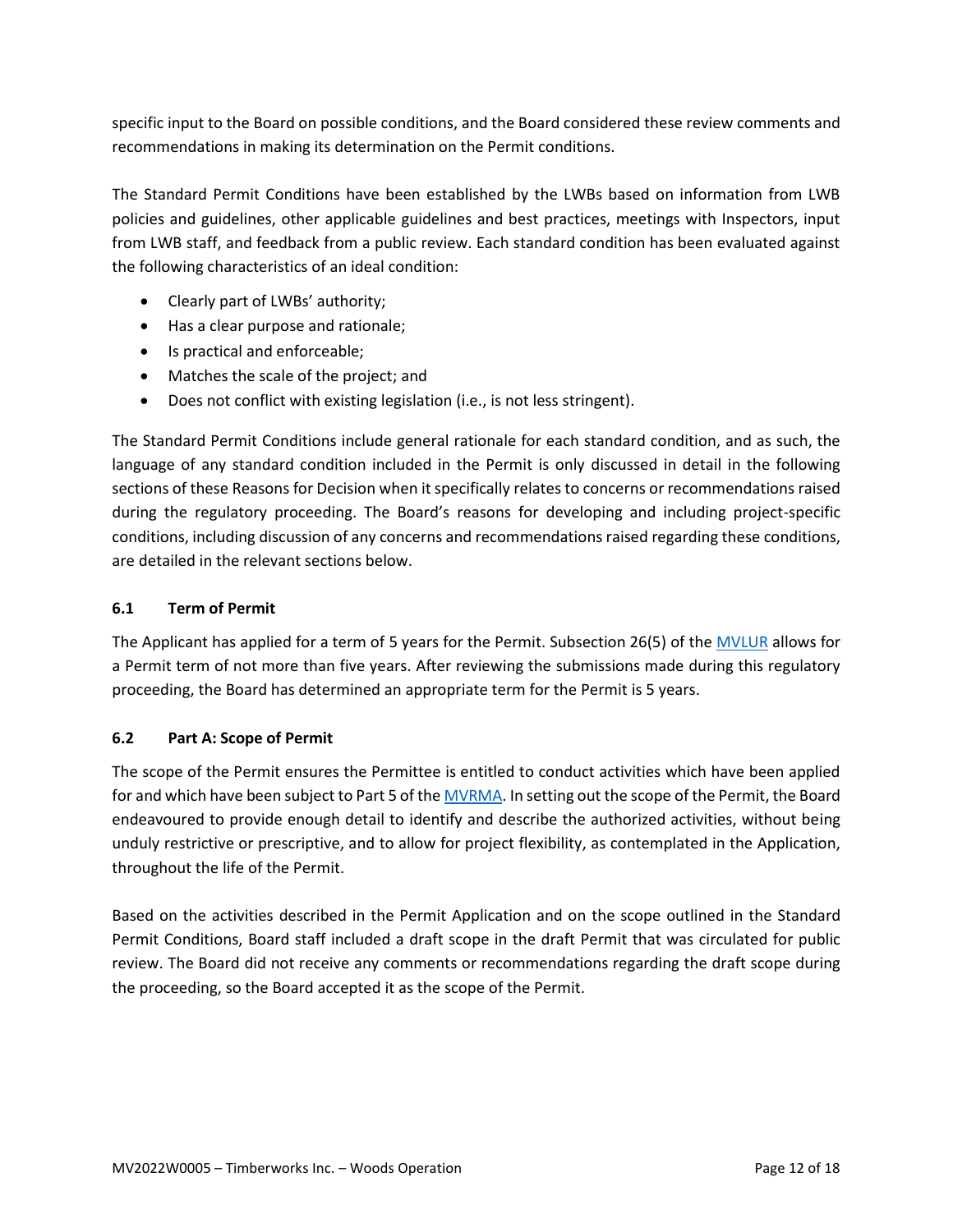specific input to the Board on possible conditions, and the Board considered these review comments and recommendations in making its determination on the Permit conditions.

The Standard Permit Conditions have been established by the LWBs based on information from LWB policies and guidelines, other applicable guidelines and best practices, meetings with Inspectors, input from LWB staff, and feedback from a public review. Each standard condition has been evaluated against the following characteristics of an ideal condition:

- Clearly part of LWBs' authority;
- Has a clear purpose and rationale;
- Is practical and enforceable;
- Matches the scale of the project; and
- Does not conflict with existing legislation (i.e., is not less stringent).

The Standard Permit Conditions include general rationale for each standard condition, and as such, the language of any standard condition included in the Permit is only discussed in detail in the following sections of these Reasons for Decision when it specifically relates to concerns or recommendations raised during the regulatory proceeding. The Board's reasons for developing and including project-specific conditions, including discussion of any concerns and recommendations raised regarding these conditions, are detailed in the relevant sections below.

### 6.1 Term of Permit

The Applicant has applied for a term of 5 years for the Permit. Subsection 26(5) of the MVLUR allows for a Permit term of not more than five years. After reviewing the submissions made during this regulatory proceeding, the Board has determined an appropriate term for the Permit is 5 years.

### 6.2 Part A: Scope of Permit

The scope of the Permit ensures the Permittee is entitled to conduct activities which have been applied for and which have been subject to Part 5 of the MVRMA. In setting out the scope of the Permit, the Board endeavoured to provide enough detail to identify and describe the authorized activities, without being unduly restrictive or prescriptive, and to allow for project flexibility, as contemplated in the Application, throughout the life of the Permit.

Based on the activities described in the Permit Application and on the scope outlined in the Standard Permit Conditions, Board staff included a draft scope in the draft Permit that was circulated for public review. The Board did not receive any comments or recommendations regarding the draft scope during the proceeding, so the Board accepted it as the scope of the Permit.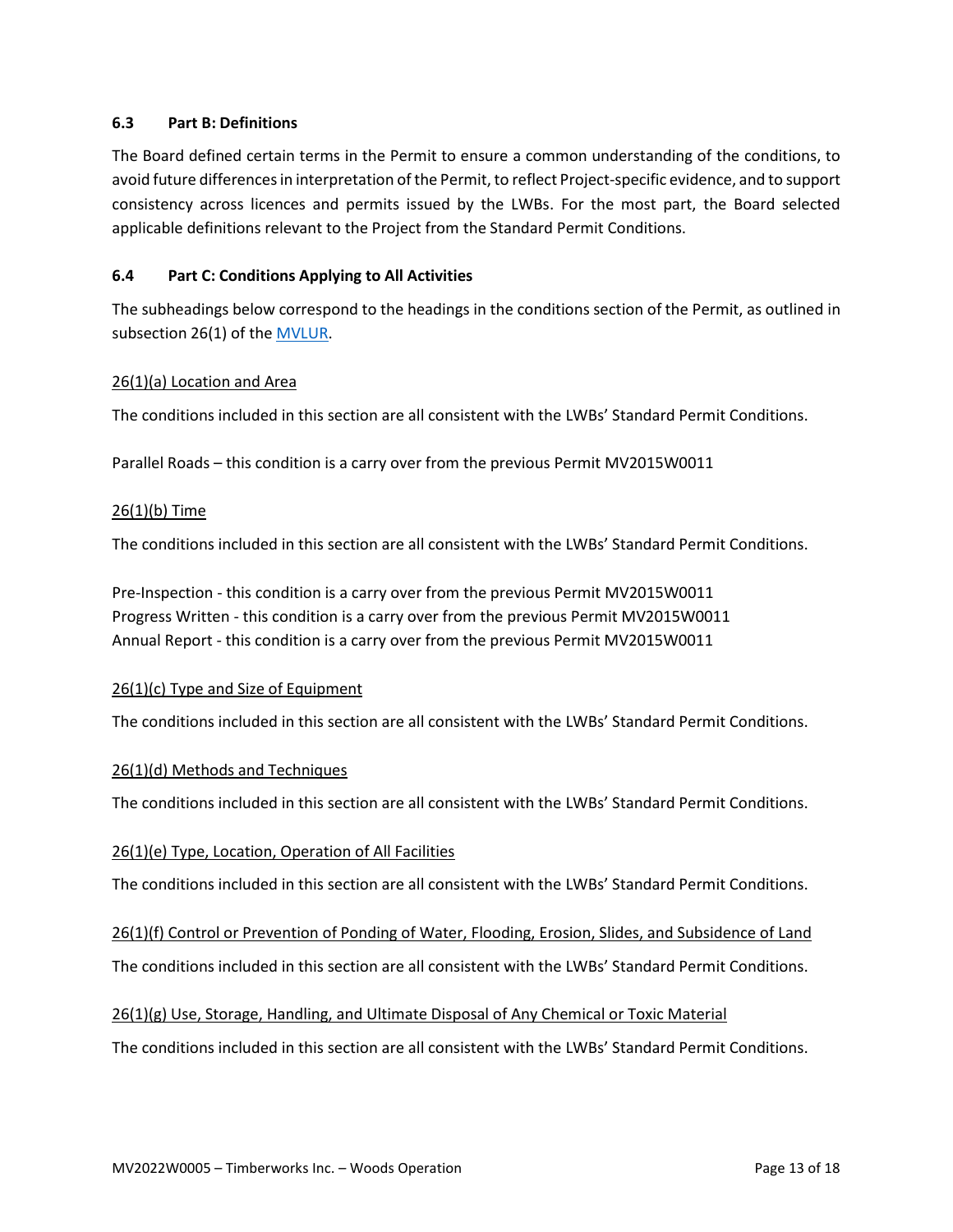### 6.3 Part B: Definitions

The Board defined certain terms in the Permit to ensure a common understanding of the conditions, to avoid future differences in interpretation of the Permit, to reflect Project-specific evidence, and to support consistency across licences and permits issued by the LWBs. For the most part, the Board selected applicable definitions relevant to the Project from the Standard Permit Conditions.

### 6.4 Part C: Conditions Applying to All Activities

The subheadings below correspond to the headings in the conditions section of the Permit, as outlined in subsection 26(1) of the MVLUR.

26(1)(a) Location and Area

The conditions included in this section are all consistent with the LWBs' Standard Permit Conditions.

Parallel Roads – this condition is a carry over from the previous Permit MV2015W0011

26(1)(b) Time

The conditions included in this section are all consistent with the LWBs' Standard Permit Conditions.

Pre-Inspection - this condition is a carry over from the previous Permit MV2015W0011
Progress Written - this condition is a carry over from the previous Permit MV2015W0011
Annual Report - this condition is a carry over from the previous Permit MV2015W0011

26(1)(c) Type and Size of Equipment

The conditions included in this section are all consistent with the LWBs' Standard Permit Conditions.

26(1)(d) Methods and Techniques

The conditions included in this section are all consistent with the LWBs' Standard Permit Conditions.

26(1)(e) Type, Location, Operation of All Facilities

The conditions included in this section are all consistent with the LWBs' Standard Permit Conditions.

26(1)(f) Control or Prevention of Ponding of Water, Flooding, Erosion, Slides, and Subsidence of Land

The conditions included in this section are all consistent with the LWBs' Standard Permit Conditions.

26(1)(g) Use, Storage, Handling, and Ultimate Disposal of Any Chemical or Toxic Material

The conditions included in this section are all consistent with the LWBs' Standard Permit Conditions.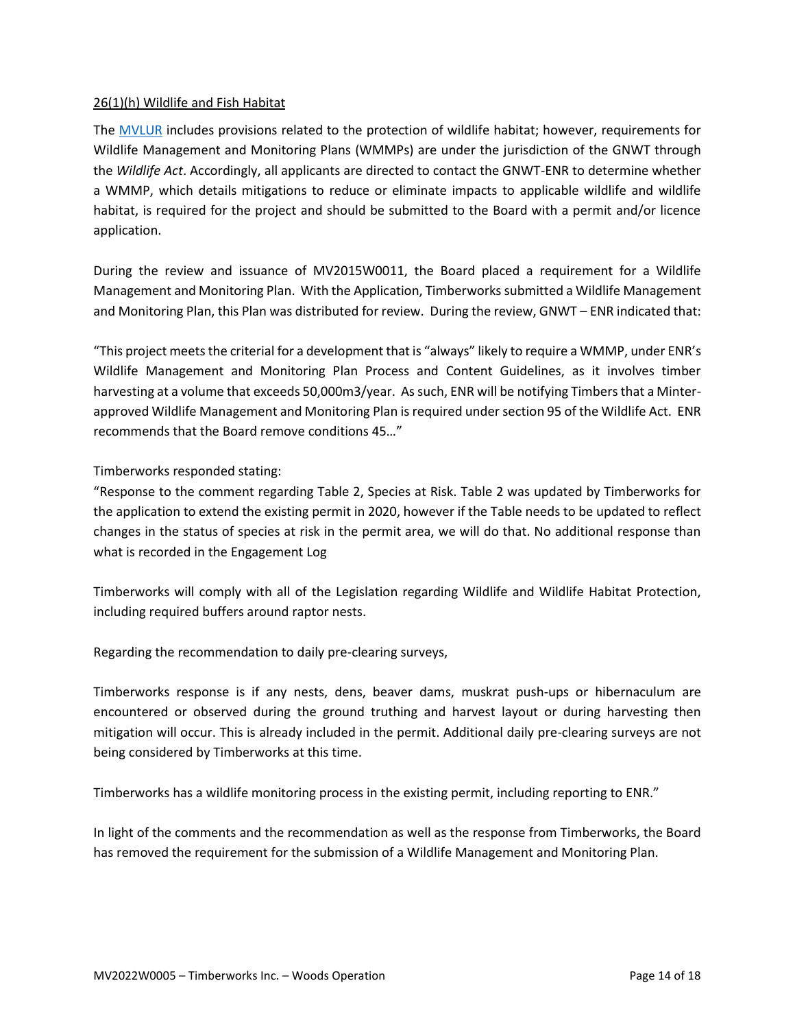26(1)(h) Wildlife and Fish Habitat

The MVLUR includes provisions related to the protection of wildlife habitat; however, requirements for Wildlife Management and Monitoring Plans (WMMPs) are under the jurisdiction of the GNWT through the *Wildlife Act*. Accordingly, all applicants are directed to contact the GNWT-ENR to determine whether a WMMP, which details mitigations to reduce or eliminate impacts to applicable wildlife and wildlife habitat, is required for the project and should be submitted to the Board with a permit and/or licence application.

During the review and issuance of MV2015W0011, the Board placed a requirement for a Wildlife Management and Monitoring Plan. With the Application, Timberworks submitted a Wildlife Management and Monitoring Plan, this Plan was distributed for review. During the review, GNWT – ENR indicated that:

"This project meets the criterial for a development that is "always" likely to require a WMMP, under ENR's Wildlife Management and Monitoring Plan Process and Content Guidelines, as it involves timber harvesting at a volume that exceeds 50,000m3/year. As such, ENR will be notifying Timbers that a Minter-approved Wildlife Management and Monitoring Plan is required under section 95 of the Wildlife Act. ENR recommends that the Board remove conditions 45…"

Timberworks responded stating:
"Response to the comment regarding Table 2, Species at Risk. Table 2 was updated by Timberworks for the application to extend the existing permit in 2020, however if the Table needs to be updated to reflect changes in the status of species at risk in the permit area, we will do that. No additional response than what is recorded in the Engagement Log

Timberworks will comply with all of the Legislation regarding Wildlife and Wildlife Habitat Protection, including required buffers around raptor nests.

Regarding the recommendation to daily pre-clearing surveys,

Timberworks response is if any nests, dens, beaver dams, muskrat push-ups or hibernaculum are encountered or observed during the ground truthing and harvest layout or during harvesting then mitigation will occur. This is already included in the permit. Additional daily pre-clearing surveys are not being considered by Timberworks at this time.

Timberworks has a wildlife monitoring process in the existing permit, including reporting to ENR."

In light of the comments and the recommendation as well as the response from Timberworks, the Board has removed the requirement for the submission of a Wildlife Management and Monitoring Plan.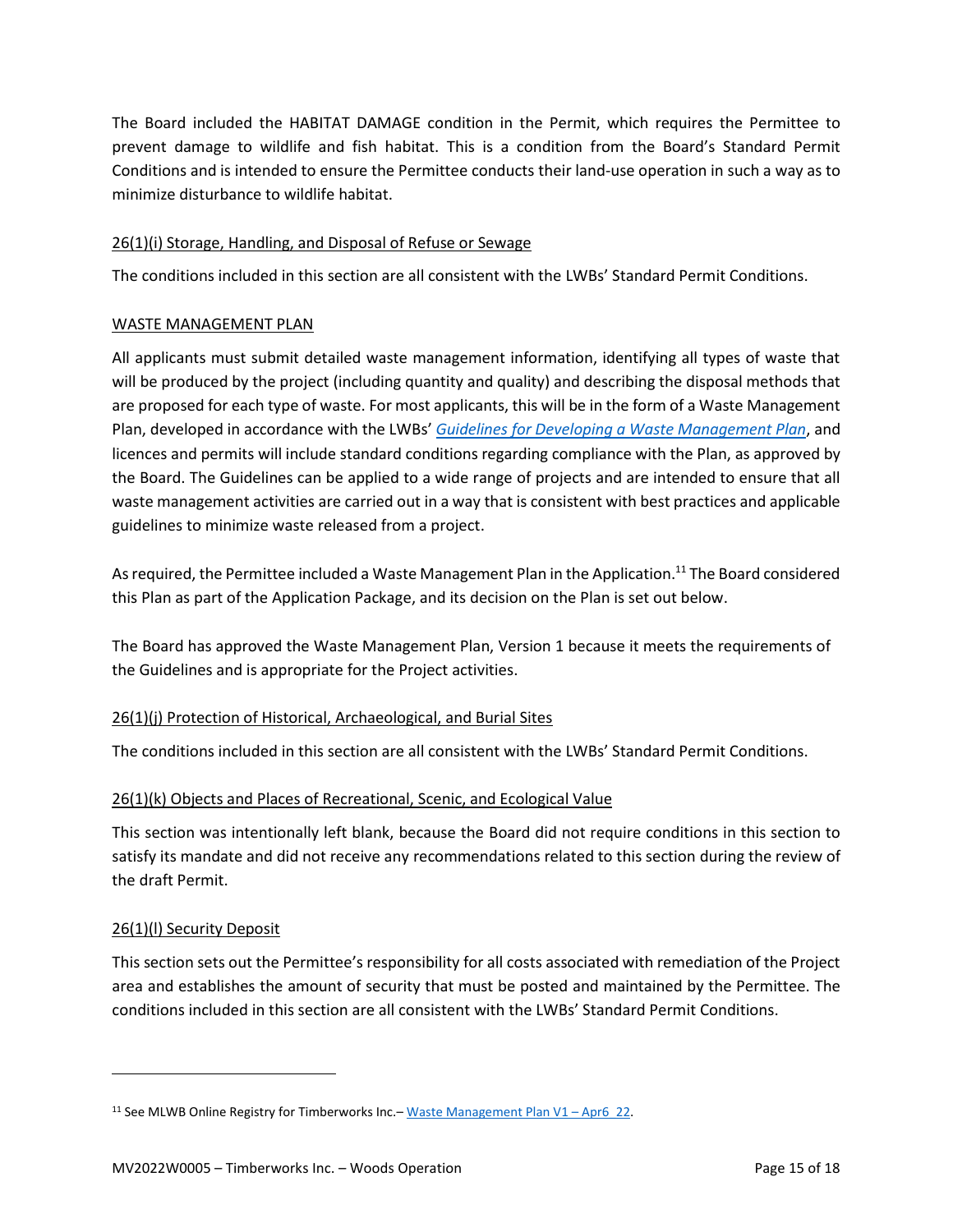The Board included the HABITAT DAMAGE condition in the Permit, which requires the Permittee to prevent damage to wildlife and fish habitat. This is a condition from the Board's Standard Permit Conditions and is intended to ensure the Permittee conducts their land-use operation in such a way as to minimize disturbance to wildlife habitat.

### 26(1)(i) Storage, Handling, and Disposal of Refuse or Sewage

The conditions included in this section are all consistent with the LWBs' Standard Permit Conditions.

#### WASTE MANAGEMENT PLAN

All applicants must submit detailed waste management information, identifying all types of waste that will be produced by the project (including quantity and quality) and describing the disposal methods that are proposed for each type of waste. For most applicants, this will be in the form of a Waste Management Plan, developed in accordance with the LWBs' *Guidelines for Developing a Waste Management Plan*, and licences and permits will include standard conditions regarding compliance with the Plan, as approved by the Board. The Guidelines can be applied to a wide range of projects and are intended to ensure that all waste management activities are carried out in a way that is consistent with best practices and applicable guidelines to minimize waste released from a project.

As required, the Permittee included a Waste Management Plan in the Application.[11] The Board considered this Plan as part of the Application Package, and its decision on the Plan is set out below.

The Board has approved the Waste Management Plan, Version 1 because it meets the requirements of the Guidelines and is appropriate for the Project activities.

### 26(1)(j) Protection of Historical, Archaeological, and Burial Sites

The conditions included in this section are all consistent with the LWBs' Standard Permit Conditions.

### 26(1)(k) Objects and Places of Recreational, Scenic, and Ecological Value

This section was intentionally left blank, because the Board did not require conditions in this section to satisfy its mandate and did not receive any recommendations related to this section during the review of the draft Permit.

### 26(1)(l) Security Deposit

This section sets out the Permittee's responsibility for all costs associated with remediation of the Project area and establishes the amount of security that must be posted and maintained by the Permittee. The conditions included in this section are all consistent with the LWBs' Standard Permit Conditions.

---

[11] See MLWB Online Registry for Timberworks Inc.– Waste Management Plan V1 – Apr6_22.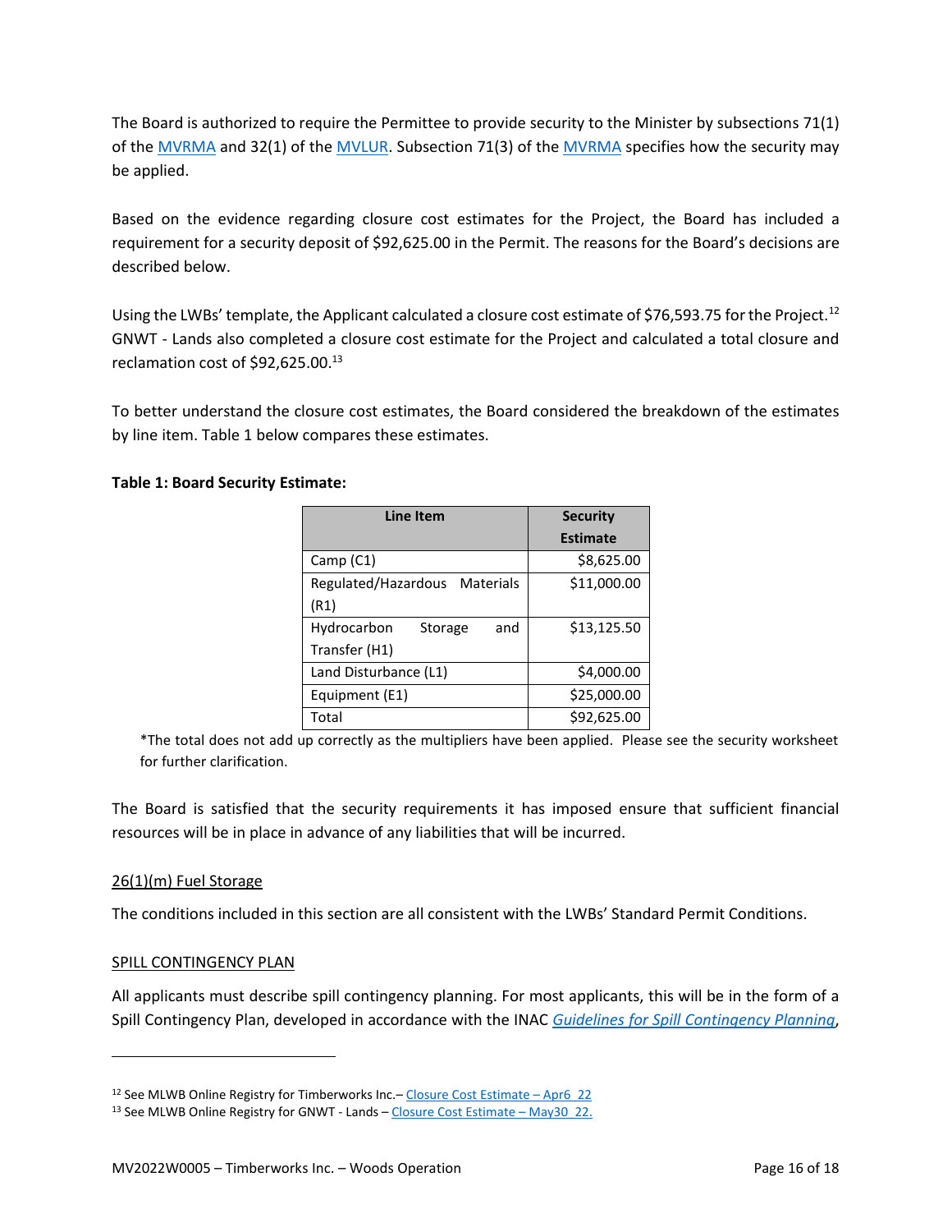The Board is authorized to require the Permittee to provide security to the Minister by subsections 71(1) of the MVRMA and 32(1) of the MVLUR. Subsection 71(3) of the MVRMA specifies how the security may be applied.

Based on the evidence regarding closure cost estimates for the Project, the Board has included a requirement for a security deposit of $92,625.00 in the Permit. The reasons for the Board's decisions are described below.

Using the LWBs' template, the Applicant calculated a closure cost estimate of $76,593.75 for the Project.[12] GNWT - Lands also completed a closure cost estimate for the Project and calculated a total closure and reclamation cost of $92,625.00.[13]

To better understand the closure cost estimates, the Board considered the breakdown of the estimates by line item. Table 1 below compares these estimates.

**Table 1: Board Security Estimate:**

| Line Item | Security Estimate |
|---|---|
| Camp (C1) | $8,625.00 |
| Regulated/Hazardous Materials (R1) | $11,000.00 |
| Hydrocarbon Storage and Transfer (H1) | $13,125.50 |
| Land Disturbance (L1) | $4,000.00 |
| Equipment (E1) | $25,000.00 |
| Total | $92,625.00 |

*The total does not add up correctly as the multipliers have been applied. Please see the security worksheet for further clarification.

The Board is satisfied that the security requirements it has imposed ensure that sufficient financial resources will be in place in advance of any liabilities that will be incurred.

26(1)(m) Fuel Storage

The conditions included in this section are all consistent with the LWBs' Standard Permit Conditions.

SPILL CONTINGENCY PLAN

All applicants must describe spill contingency planning. For most applicants, this will be in the form of a Spill Contingency Plan, developed in accordance with the INAC *Guidelines for Spill Contingency Planning*,

---

[12] See MLWB Online Registry for Timberworks Inc.– Closure Cost Estimate – Apr6_22

[13] See MLWB Online Registry for GNWT - Lands – Closure Cost Estimate – May30_22.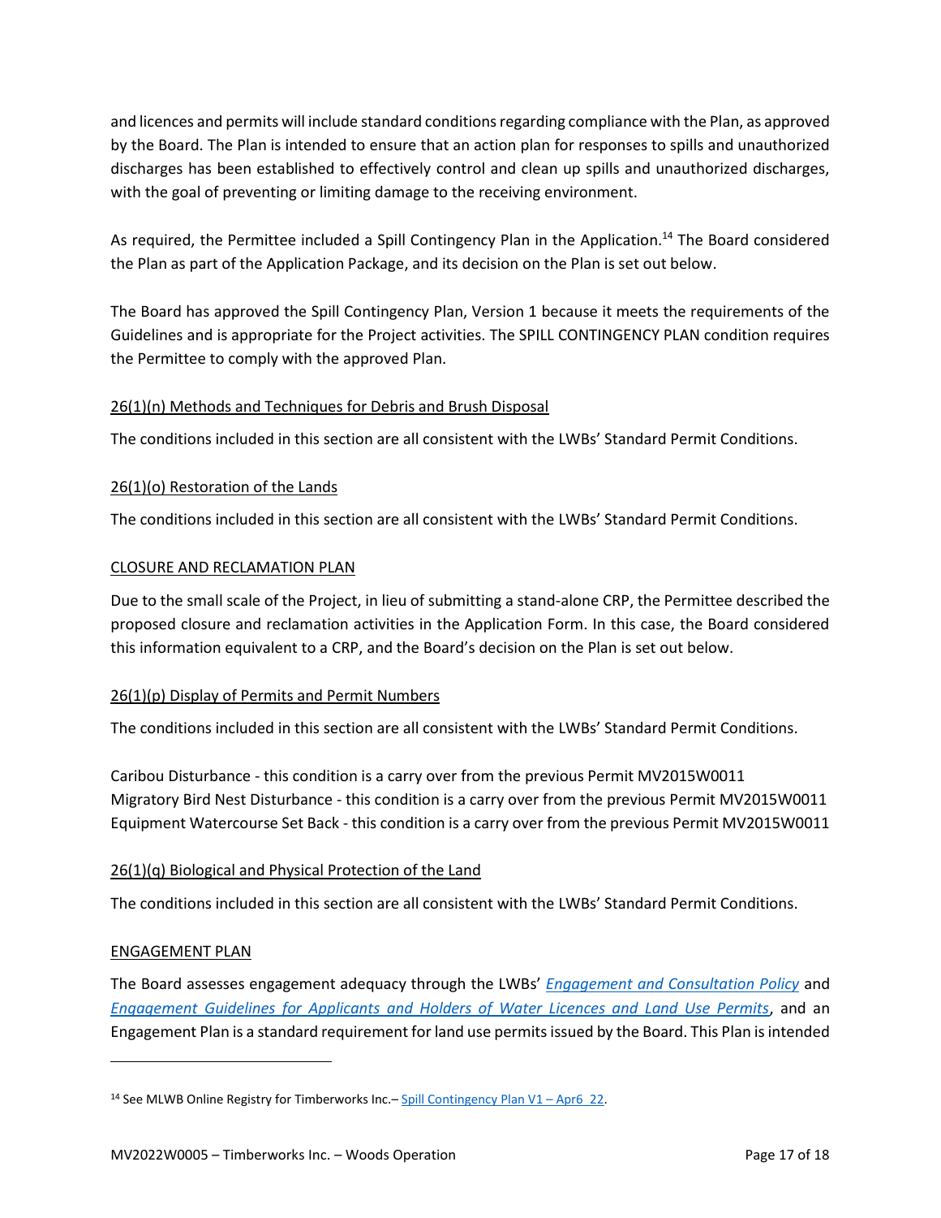and licences and permits will include standard conditions regarding compliance with the Plan, as approved by the Board. The Plan is intended to ensure that an action plan for responses to spills and unauthorized discharges has been established to effectively control and clean up spills and unauthorized discharges, with the goal of preventing or limiting damage to the receiving environment.

As required, the Permittee included a Spill Contingency Plan in the Application.[14] The Board considered the Plan as part of the Application Package, and its decision on the Plan is set out below.

The Board has approved the Spill Contingency Plan, Version 1 because it meets the requirements of the Guidelines and is appropriate for the Project activities. The SPILL CONTINGENCY PLAN condition requires the Permittee to comply with the approved Plan.

<u>26(1)(n) Methods and Techniques for Debris and Brush Disposal</u>

The conditions included in this section are all consistent with the LWBs' Standard Permit Conditions.

<u>26(1)(o) Restoration of the Lands</u>

The conditions included in this section are all consistent with the LWBs' Standard Permit Conditions.

<u>CLOSURE AND RECLAMATION PLAN</u>

Due to the small scale of the Project, in lieu of submitting a stand-alone CRP, the Permittee described the proposed closure and reclamation activities in the Application Form. In this case, the Board considered this information equivalent to a CRP, and the Board's decision on the Plan is set out below.

<u>26(1)(p) Display of Permits and Permit Numbers</u>

The conditions included in this section are all consistent with the LWBs' Standard Permit Conditions.

Caribou Disturbance - this condition is a carry over from the previous Permit MV2015W0011
Migratory Bird Nest Disturbance - this condition is a carry over from the previous Permit MV2015W0011
Equipment Watercourse Set Back - this condition is a carry over from the previous Permit MV2015W0011

<u>26(1)(q) Biological and Physical Protection of the Land</u>

The conditions included in this section are all consistent with the LWBs' Standard Permit Conditions.

<u>ENGAGEMENT PLAN</u>

The Board assesses engagement adequacy through the LWBs' *Engagement and Consultation Policy* and *Engagement Guidelines for Applicants and Holders of Water Licences and Land Use Permits*, and an Engagement Plan is a standard requirement for land use permits issued by the Board. This Plan is intended

---

[14] See MLWB Online Registry for Timberworks Inc.– Spill Contingency Plan V1 – Apr6_22.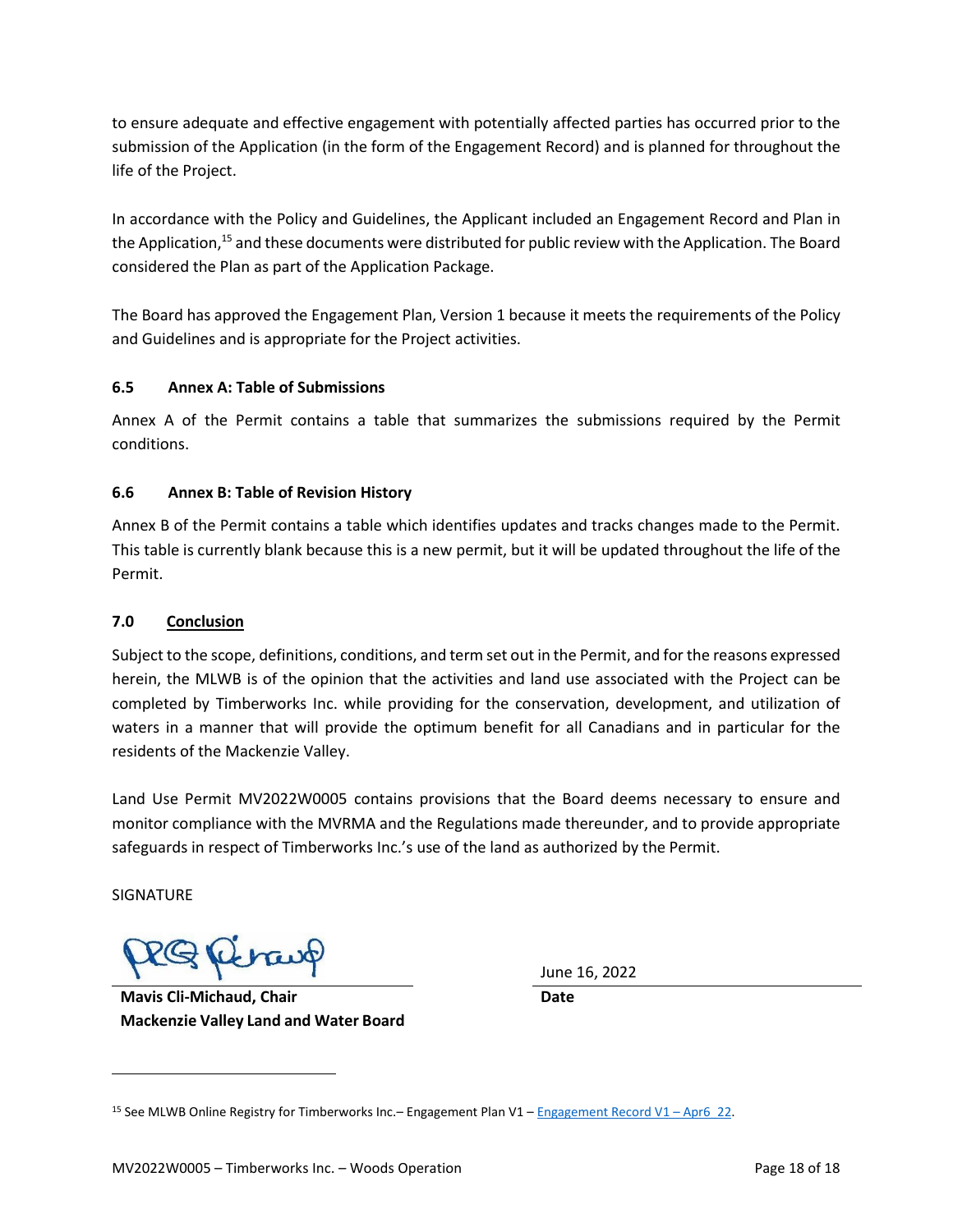to ensure adequate and effective engagement with potentially affected parties has occurred prior to the submission of the Application (in the form of the Engagement Record) and is planned for throughout the life of the Project.

In accordance with the Policy and Guidelines, the Applicant included an Engagement Record and Plan in the Application,[15] and these documents were distributed for public review with the Application. The Board considered the Plan as part of the Application Package.

The Board has approved the Engagement Plan, Version 1 because it meets the requirements of the Policy and Guidelines and is appropriate for the Project activities.

### 6.5 Annex A: Table of Submissions

Annex A of the Permit contains a table that summarizes the submissions required by the Permit conditions.

### 6.6 Annex B: Table of Revision History

Annex B of the Permit contains a table which identifies updates and tracks changes made to the Permit. This table is currently blank because this is a new permit, but it will be updated throughout the life of the Permit.

## 7.0 Conclusion

Subject to the scope, definitions, conditions, and term set out in the Permit, and for the reasons expressed herein, the MLWB is of the opinion that the activities and land use associated with the Project can be completed by Timberworks Inc. while providing for the conservation, development, and utilization of waters in a manner that will provide the optimum benefit for all Canadians and in particular for the residents of the Mackenzie Valley.

Land Use Permit MV2022W0005 contains provisions that the Board deems necessary to ensure and monitor compliance with the MVRMA and the Regulations made thereunder, and to provide appropriate safeguards in respect of Timberworks Inc.'s use of the land as authorized by the Permit.

SIGNATURE

**Mavis Cli-Michaud, Chair**
**Mackenzie Valley Land and Water Board**

June 16, 2022
**Date**

---

[15] See MLWB Online Registry for Timberworks Inc.– Engagement Plan V1 – Engagement Record V1 – Apr6_22.